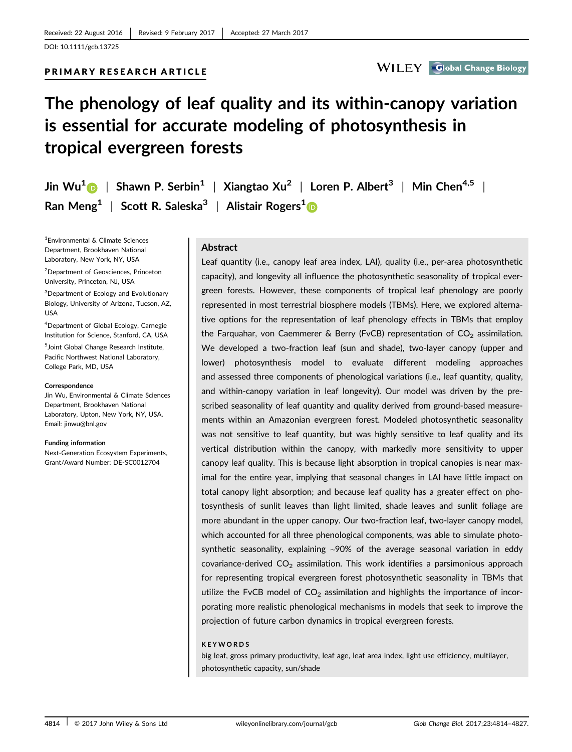Received: 22 August 2016 | Revised: 9 February 2017 | Accepted: 27 March 2017

DOI: 10.1111/gcb.13725

PRIMARY RESEARCH ARTICLE

# The phenology of leaf quality and its within-canopy variation is essential for accurate modeling of photosynthesis in tropical evergreen forests

Jin Wu[1] | Shawn P. Serbin[1] | Xiangtao Xu[2] | Loren P. Albert[3] | Min Chen[4,5] | Ran Meng[1] | Scott R. Saleska[3] | Alistair Rogers[1]

[1]Environmental & Climate Sciences Department, Brookhaven National Laboratory, New York, NY, USA

[2]Department of Geosciences, Princeton University, Princeton, NJ, USA

[3]Department of Ecology and Evolutionary Biology, University of Arizona, Tucson, AZ, USA

[4]Department of Global Ecology, Carnegie Institution for Science, Stanford, CA, USA

[5]Joint Global Change Research Institute, Pacific Northwest National Laboratory, College Park, MD, USA

**Correspondence**
Jin Wu, Environmental & Climate Sciences Department, Brookhaven National Laboratory, Upton, New York, NY, USA.
Email: jinwu@bnl.gov

**Funding information**
Next-Generation Ecosystem Experiments, Grant/Award Number: DE-SC0012704

## Abstract

Leaf quantity (i.e., canopy leaf area index, LAI), quality (i.e., per-area photosynthetic capacity), and longevity all influence the photosynthetic seasonality of tropical evergreen forests. However, these components of tropical leaf phenology are poorly represented in most terrestrial biosphere models (TBMs). Here, we explored alternative options for the representation of leaf phenology effects in TBMs that employ the Farquahar, von Caemmerer & Berry (FvCB) representation of $CO_2$ assimilation. We developed a two-fraction leaf (sun and shade), two-layer canopy (upper and lower) photosynthesis model to evaluate different modeling approaches and assessed three components of phenological variations (i.e., leaf quantity, quality, and within-canopy variation in leaf longevity). Our model was driven by the prescribed seasonality of leaf quantity and quality derived from ground-based measurements within an Amazonian evergreen forest. Modeled photosynthetic seasonality was not sensitive to leaf quantity, but was highly sensitive to leaf quality and its vertical distribution within the canopy, with markedly more sensitivity to upper canopy leaf quality. This is because light absorption in tropical canopies is near maximal for the entire year, implying that seasonal changes in LAI have little impact on total canopy light absorption; and because leaf quality has a greater effect on photosynthesis of sunlit leaves than light limited, shade leaves and sunlit foliage are more abundant in the upper canopy. Our two-fraction leaf, two-layer canopy model, which accounted for all three phenological components, was able to simulate photosynthetic seasonality, explaining ~90% of the average seasonal variation in eddy covariance-derived $CO_2$ assimilation. This work identifies a parsimonious approach for representing tropical evergreen forest photosynthetic seasonality in TBMs that utilize the FvCB model of $CO_2$ assimilation and highlights the importance of incorporating more realistic phenological mechanisms in models that seek to improve the projection of future carbon dynamics in tropical evergreen forests.

**KEYWORDS**
big leaf, gross primary productivity, leaf age, leaf area index, light use efficiency, multilayer, photosynthetic capacity, sun/shade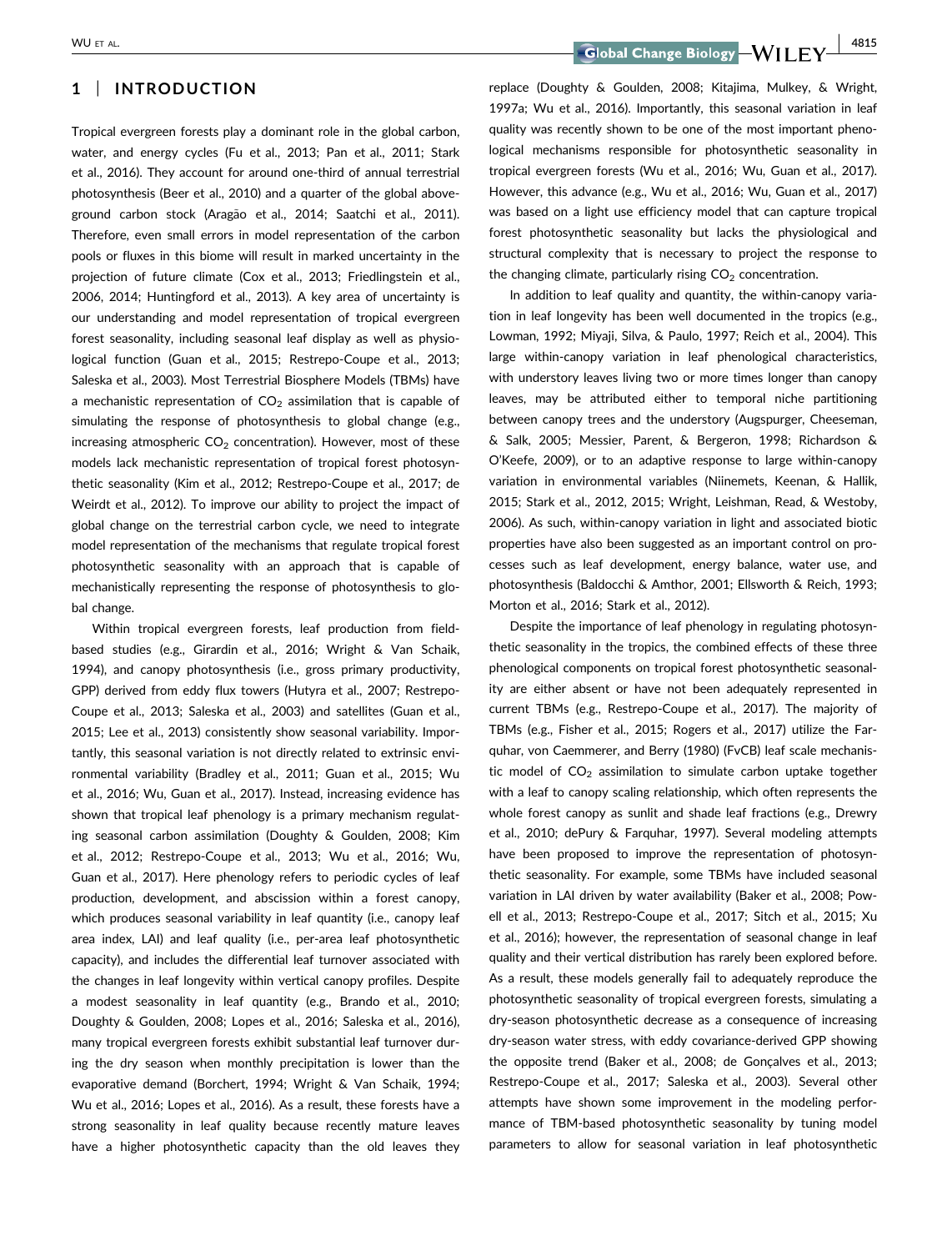## 1 | INTRODUCTION

Tropical evergreen forests play a dominant role in the global carbon, water, and energy cycles (Fu et al., 2013; Pan et al., 2011; Stark et al., 2016). They account for around one-third of annual terrestrial photosynthesis (Beer et al., 2010) and a quarter of the global above-ground carbon stock (Aragão et al., 2014; Saatchi et al., 2011). Therefore, even small errors in model representation of the carbon pools or fluxes in this biome will result in marked uncertainty in the projection of future climate (Cox et al., 2013; Friedlingstein et al., 2006, 2014; Huntingford et al., 2013). A key area of uncertainty is our understanding and model representation of tropical evergreen forest seasonality, including seasonal leaf display as well as physiological function (Guan et al., 2015; Restrepo-Coupe et al., 2013; Saleska et al., 2003). Most Terrestrial Biosphere Models (TBMs) have a mechanistic representation of $CO_2$ assimilation that is capable of simulating the response of photosynthesis to global change (e.g., increasing atmospheric $CO_2$ concentration). However, most of these models lack mechanistic representation of tropical forest photosynthetic seasonality (Kim et al., 2012; Restrepo-Coupe et al., 2017; de Weirdt et al., 2012). To improve our ability to project the impact of global change on the terrestrial carbon cycle, we need to integrate model representation of the mechanisms that regulate tropical forest photosynthetic seasonality with an approach that is capable of mechanistically representing the response of photosynthesis to global change.

Within tropical evergreen forests, leaf production from field-based studies (e.g., Girardin et al., 2016; Wright & Van Schaik, 1994), and canopy photosynthesis (i.e., gross primary productivity, GPP) derived from eddy flux towers (Hutyra et al., 2007; Restrepo-Coupe et al., 2013; Saleska et al., 2003) and satellites (Guan et al., 2015; Lee et al., 2013) consistently show seasonal variability. Importantly, this seasonal variation is not directly related to extrinsic environmental variability (Bradley et al., 2011; Guan et al., 2015; Wu et al., 2016; Wu, Guan et al., 2017). Instead, increasing evidence has shown that tropical leaf phenology is a primary mechanism regulating seasonal carbon assimilation (Doughty & Goulden, 2008; Kim et al., 2012; Restrepo-Coupe et al., 2013; Wu et al., 2016; Wu, Guan et al., 2017). Here phenology refers to periodic cycles of leaf production, development, and abscission within a forest canopy, which produces seasonal variability in leaf quantity (i.e., canopy leaf area index, LAI) and leaf quality (i.e., per-area leaf photosynthetic capacity), and includes the differential leaf turnover associated with the changes in leaf longevity within vertical canopy profiles. Despite a modest seasonality in leaf quantity (e.g., Brando et al., 2010; Doughty & Goulden, 2008; Lopes et al., 2016; Saleska et al., 2016), many tropical evergreen forests exhibit substantial leaf turnover during the dry season when monthly precipitation is lower than the evaporative demand (Borchert, 1994; Wright & Van Schaik, 1994; Wu et al., 2016; Lopes et al., 2016). As a result, these forests have a strong seasonality in leaf quality because recently mature leaves have a higher photosynthetic capacity than the old leaves they replace (Doughty & Goulden, 2008; Kitajima, Mulkey, & Wright, 1997a; Wu et al., 2016). Importantly, this seasonal variation in leaf quality was recently shown to be one of the most important phenological mechanisms responsible for photosynthetic seasonality in tropical evergreen forests (Wu et al., 2016; Wu, Guan et al., 2017). However, this advance (e.g., Wu et al., 2016; Wu, Guan et al., 2017) was based on a light use efficiency model that can capture tropical forest photosynthetic seasonality but lacks the physiological and structural complexity that is necessary to project the response to the changing climate, particularly rising $CO_2$ concentration.

In addition to leaf quality and quantity, the within-canopy variation in leaf longevity has been well documented in the tropics (e.g., Lowman, 1992; Miyaji, Silva, & Paulo, 1997; Reich et al., 2004). This large within-canopy variation in leaf phenological characteristics, with understory leaves living two or more times longer than canopy leaves, may be attributed either to temporal niche partitioning between canopy trees and the understory (Augspurger, Cheeseman, & Salk, 2005; Messier, Parent, & Bergeron, 1998; Richardson & O'Keefe, 2009), or to an adaptive response to large within-canopy variation in environmental variables (Niinemets, Keenan, & Hallik, 2015; Stark et al., 2012, 2015; Wright, Leishman, Read, & Westoby, 2006). As such, within-canopy variation in light and associated biotic properties have also been suggested as an important control on processes such as leaf development, energy balance, water use, and photosynthesis (Baldocchi & Amthor, 2001; Ellsworth & Reich, 1993; Morton et al., 2016; Stark et al., 2012).

Despite the importance of leaf phenology in regulating photosynthetic seasonality in the tropics, the combined effects of these three phenological components on tropical forest photosynthetic seasonality are either absent or have not been adequately represented in current TBMs (e.g., Restrepo-Coupe et al., 2017). The majority of TBMs (e.g., Fisher et al., 2015; Rogers et al., 2017) utilize the Farquhar, von Caemmerer, and Berry (1980) (FvCB) leaf scale mechanistic model of $CO_2$ assimilation to simulate carbon uptake together with a leaf to canopy scaling relationship, which often represents the whole forest canopy as sunlit and shade leaf fractions (e.g., Drewry et al., 2010; dePury & Farquhar, 1997). Several modeling attempts have been proposed to improve the representation of photosynthetic seasonality. For example, some TBMs have included seasonal variation in LAI driven by water availability (Baker et al., 2008; Powell et al., 2013; Restrepo-Coupe et al., 2017; Sitch et al., 2015; Xu et al., 2016); however, the representation of seasonal change in leaf quality and their vertical distribution has rarely been explored before. As a result, these models generally fail to adequately reproduce the photosynthetic seasonality of tropical evergreen forests, simulating a dry-season photosynthetic decrease as a consequence of increasing dry-season water stress, with eddy covariance-derived GPP showing the opposite trend (Baker et al., 2008; de Gonçalves et al., 2013; Restrepo-Coupe et al., 2017; Saleska et al., 2003). Several other attempts have shown some improvement in the modeling performance of TBM-based photosynthetic seasonality by tuning model parameters to allow for seasonal variation in leaf photosynthetic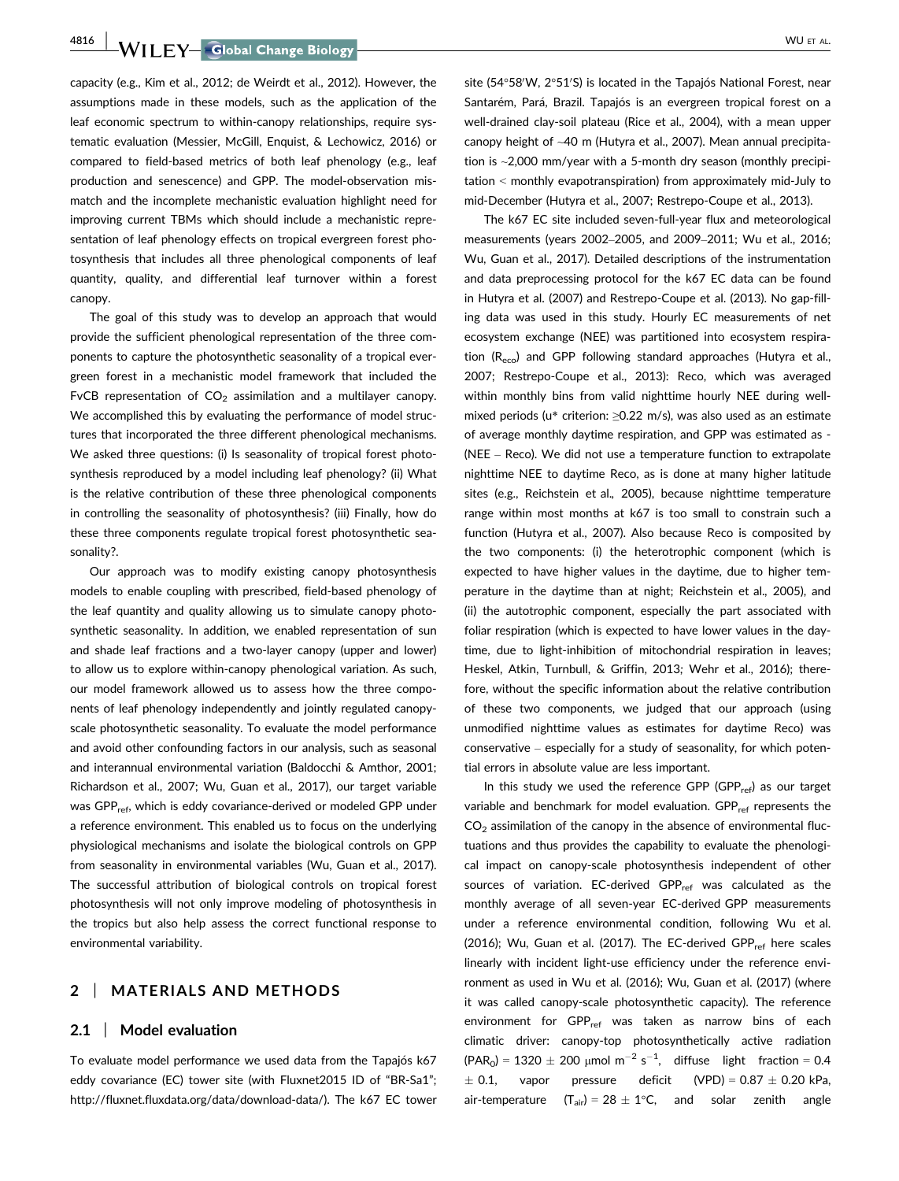capacity (e.g., Kim et al., 2012; de Weirdt et al., 2012). However, the assumptions made in these models, such as the application of the leaf economic spectrum to within-canopy relationships, require systematic evaluation (Messier, McGill, Enquist, & Lechowicz, 2016) or compared to field-based metrics of both leaf phenology (e.g., leaf production and senescence) and GPP. The model-observation mismatch and the incomplete mechanistic evaluation highlight need for improving current TBMs which should include a mechanistic representation of leaf phenology effects on tropical evergreen forest photosynthesis that includes all three phenological components of leaf quantity, quality, and differential leaf turnover within a forest canopy.

The goal of this study was to develop an approach that would provide the sufficient phenological representation of the three components to capture the photosynthetic seasonality of a tropical evergreen forest in a mechanistic model framework that included the FvCB representation of $CO_2$ assimilation and a multilayer canopy. We accomplished this by evaluating the performance of model structures that incorporated the three different phenological mechanisms. We asked three questions: (i) Is seasonality of tropical forest photosynthesis reproduced by a model including leaf phenology? (ii) What is the relative contribution of these three phenological components in controlling the seasonality of photosynthesis? (iii) Finally, how do these three components regulate tropical forest photosynthetic seasonality?.

Our approach was to modify existing canopy photosynthesis models to enable coupling with prescribed, field-based phenology of the leaf quantity and quality allowing us to simulate canopy photosynthetic seasonality. In addition, we enabled representation of sun and shade leaf fractions and a two-layer canopy (upper and lower) to allow us to explore within-canopy phenological variation. As such, our model framework allowed us to assess how the three components of leaf phenology independently and jointly regulated canopy-scale photosynthetic seasonality. To evaluate the model performance and avoid other confounding factors in our analysis, such as seasonal and interannual environmental variation (Baldocchi & Amthor, 2001; Richardson et al., 2007; Wu, Guan et al., 2017), our target variable was $GPP_{ref}$, which is eddy covariance-derived or modeled GPP under a reference environment. This enabled us to focus on the underlying physiological mechanisms and isolate the biological controls on GPP from seasonality in environmental variables (Wu, Guan et al., 2017). The successful attribution of biological controls on tropical forest photosynthesis will not only improve modeling of photosynthesis in the tropics but also help assess the correct functional response to environmental variability.

## 2 | MATERIALS AND METHODS

### 2.1 | Model evaluation

To evaluate model performance we used data from the Tapajós k67 eddy covariance (EC) tower site (with Fluxnet2015 ID of "BR-Sa1"; http://fluxnet.fluxdata.org/data/download-data/). The k67 EC tower site (54°58′W, 2°51′S) is located in the Tapajós National Forest, near Santarém, Pará, Brazil. Tapajós is an evergreen tropical forest on a well-drained clay-soil plateau (Rice et al., 2004), with a mean upper canopy height of ~40 m (Hutyra et al., 2007). Mean annual precipitation is ~2,000 mm/year with a 5-month dry season (monthly precipitation < monthly evapotranspiration) from approximately mid-July to mid-December (Hutyra et al., 2007; Restrepo-Coupe et al., 2013).

The k67 EC site included seven-full-year flux and meteorological measurements (years 2002–2005, and 2009–2011; Wu et al., 2016; Wu, Guan et al., 2017). Detailed descriptions of the instrumentation and data preprocessing protocol for the k67 EC data can be found in Hutyra et al. (2007) and Restrepo-Coupe et al. (2013). No gap-filling data was used in this study. Hourly EC measurements of net ecosystem exchange (NEE) was partitioned into ecosystem respiration ($R_{eco}$) and GPP following standard approaches (Hutyra et al., 2007; Restrepo-Coupe et al., 2013): Reco, which was averaged within monthly bins from valid nighttime hourly NEE during well-mixed periods (u* criterion: ≥0.22 m/s), was also used as an estimate of average monthly daytime respiration, and GPP was estimated as -(NEE – Reco). We did not use a temperature function to extrapolate nighttime NEE to daytime Reco, as is done at many higher latitude sites (e.g., Reichstein et al., 2005), because nighttime temperature range within most months at k67 is too small to constrain such a function (Hutyra et al., 2007). Also because Reco is composited by the two components: (i) the heterotrophic component (which is expected to have higher values in the daytime, due to higher temperature in the daytime than at night; Reichstein et al., 2005), and (ii) the autotrophic component, especially the part associated with foliar respiration (which is expected to have lower values in the daytime, due to light-inhibition of mitochondrial respiration in leaves; Heskel, Atkin, Turnbull, & Griffin, 2013; Wehr et al., 2016); therefore, without the specific information about the relative contribution of these two components, we judged that our approach (using unmodified nighttime values as estimates for daytime Reco) was conservative – especially for a study of seasonality, for which potential errors in absolute value are less important.

In this study we used the reference GPP ($GPP_{ref}$) as our target variable and benchmark for model evaluation. $GPP_{ref}$ represents the $CO_2$ assimilation of the canopy in the absence of environmental fluctuations and thus provides the capability to evaluate the phenological impact on canopy-scale photosynthesis independent of other sources of variation. EC-derived $GPP_{ref}$ was calculated as the monthly average of all seven-year EC-derived GPP measurements under a reference environmental condition, following Wu et al. (2016); Wu, Guan et al. (2017). The EC-derived $GPP_{ref}$ here scales linearly with incident light-use efficiency under the reference environment as used in Wu et al. (2016); Wu, Guan et al. (2017) (where it was called canopy-scale photosynthetic capacity). The reference environment for $GPP_{ref}$ was taken as narrow bins of each climatic driver: canopy-top photosynthetically active radiation ($PAR_0$) = 1320 ± 200 μmol m$^{-2}$ s$^{-1}$, diffuse light fraction = 0.4 ± 0.1, vapor pressure deficit (VPD) = 0.87 ± 0.20 kPa, air-temperature ($T_{air}$) = 28 ± 1°C, and solar zenith angle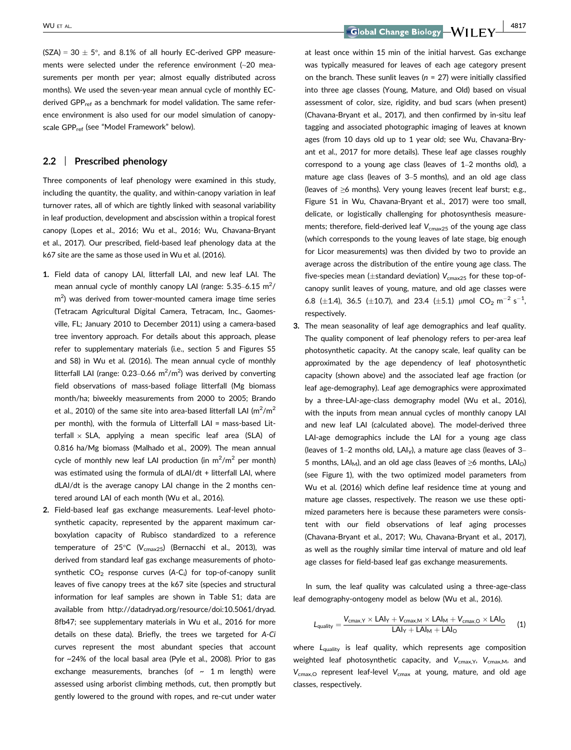(SZA) = 30 ± 5°, and 8.1% of all hourly EC-derived GPP measurements were selected under the reference environment (~20 measurements per month per year; almost equally distributed across months). We used the seven-year mean annual cycle of monthly EC-derived $GPP_{ref}$ as a benchmark for model validation. The same reference environment is also used for our model simulation of canopy-scale $GPP_{ref}$ (see "Model Framework" below).

## 2.2 | Prescribed phenology

Three components of leaf phenology were examined in this study, including the quantity, the quality, and within-canopy variation in leaf turnover rates, all of which are tightly linked with seasonal variability in leaf production, development and abscission within a tropical forest canopy (Lopes et al., 2016; Wu et al., 2016; Wu, Chavana-Bryant et al., 2017). Our prescribed, field-based leaf phenology data at the k67 site are the same as those used in Wu et al. (2016).

1. Field data of canopy LAI, litterfall LAI, and new leaf LAI. The mean annual cycle of monthly canopy LAI (range: 5.35–6.15 $m^2/m^2$) was derived from tower-mounted camera image time series (Tetracam Agricultural Digital Camera, Tetracam, Inc., Gaomesville, FL; January 2010 to December 2011) using a camera-based tree inventory approach. For details about this approach, please refer to supplementary materials (i.e., section 5 and Figures S5 and S8) in Wu et al. (2016). The mean annual cycle of monthly litterfall LAI (range: 0.23–0.66 $m^2/m^2$) was derived by converting field observations of mass-based foliage litterfall (Mg biomass month/ha; biweekly measurements from 2000 to 2005; Brando et al., 2010) of the same site into area-based litterfall LAI ($m^2/m^2$ per month), with the formula of Litterfall LAI = mass-based Litterfall × SLA, applying a mean specific leaf area (SLA) of 0.816 ha/Mg biomass (Malhado et al., 2009). The mean annual cycle of monthly new leaf LAI production (in $m^2/m^2$ per month) was estimated using the formula of dLAI/dt + litterfall LAI, where dLAI/dt is the average canopy LAI change in the 2 months centered around LAI of each month (Wu et al., 2016).
2. Field-based leaf gas exchange measurements. Leaf-level photosynthetic capacity, represented by the apparent maximum carboxylation capacity of Rubisco standardized to a reference temperature of 25°C ($V_{cmax25}$) (Bernacchi et al., 2013), was derived from standard leaf gas exchange measurements of photosynthetic $CO_2$ response curves ($A$-$C_i$) for top-of-canopy sunlit leaves of five canopy trees at the k67 site (species and structural information for leaf samples are shown in Table S1; data are available from http://datadryad.org/resource/doi:10.5061/dryad.8fb47; see supplementary materials in Wu et al., 2016 for more details on these data). Briefly, the trees we targeted for *A-Ci* curves represent the most abundant species that account for ~24% of the local basal area (Pyle et al., 2008). Prior to gas exchange measurements, branches (of ~ 1 m length) were assessed using arborist climbing methods, cut, then promptly but gently lowered to the ground with ropes, and re-cut under water at least once within 15 min of the initial harvest. Gas exchange was typically measured for leaves of each age category present on the branch. These sunlit leaves ($n$ = 27) were initially classified into three age classes (Young, Mature, and Old) based on visual assessment of color, size, rigidity, and bud scars (when present) (Chavana-Bryant et al., 2017), and then confirmed by in-situ leaf tagging and associated photographic imaging of leaves at known ages (from 10 days old up to 1 year old; see Wu, Chavana-Bryant et al., 2017 for more details). These leaf age classes roughly correspond to a young age class (leaves of 1–2 months old), a mature age class (leaves of 3–5 months), and an old age class (leaves of ≥6 months). Very young leaves (recent leaf burst; e.g., Figure S1 in Wu, Chavana-Bryant et al., 2017) were too small, delicate, or logistically challenging for photosynthesis measurements; therefore, field-derived leaf $V_{cmax25}$ of the young age class (which corresponds to the young leaves of late stage, big enough for Licor measurements) was then divided by two to provide an average across the distribution of the entire young age class. The five-species mean (±standard deviation) $V_{cmax25}$ for these top-of-canopy sunlit leaves of young, mature, and old age classes were 6.8 (±1.4), 36.5 (±10.7), and 23.4 (±5.1) μmol $CO_2$ $m^{-2}$ $s^{-1}$, respectively.
3. The mean seasonality of leaf age demographics and leaf quality. The quality component of leaf phenology refers to per-area leaf photosynthetic capacity. At the canopy scale, leaf quality can be approximated by the age dependency of leaf photosynthetic capacity (shown above) and the associated leaf age fraction (or leaf age-demography). Leaf age demographics were approximated by a three-LAI-age-class demography model (Wu et al., 2016), with the inputs from mean annual cycles of monthly canopy LAI and new leaf LAI (calculated above). The model-derived three LAI-age demographics include the LAI for a young age class (leaves of 1–2 months old, $LAI_Y$), a mature age class (leaves of 3–5 months, $LAI_M$), and an old age class (leaves of ≥6 months, $LAI_O$) (see Figure 1), with the two optimized model parameters from Wu et al. (2016) which define leaf residence time at young and mature age classes, respectively. The reason we use these optimized parameters here is because these parameters were consistent with our field observations of leaf aging processes (Chavana-Bryant et al., 2017; Wu, Chavana-Bryant et al., 2017), as well as the roughly similar time interval of mature and old leaf age classes for field-based leaf gas exchange measurements.

In sum, the leaf quality was calculated using a three-age-class leaf demography-ontogeny model as below (Wu et al., 2016).

$$L_{quality} = \frac{V_{cmax,Y} \times LAI_Y + V_{cmax,M} \times LAI_M + V_{cmax,O} \times LAI_O}{LAI_Y + LAI_M + LAI_O} \quad (1)$$

where $L_{quality}$ is leaf quality, which represents age composition weighted leaf photosynthetic capacity, and $V_{cmax,Y}$, $V_{cmax,M}$, and $V_{cmax,O}$ represent leaf-level $V_{cmax}$ at young, mature, and old age classes, respectively.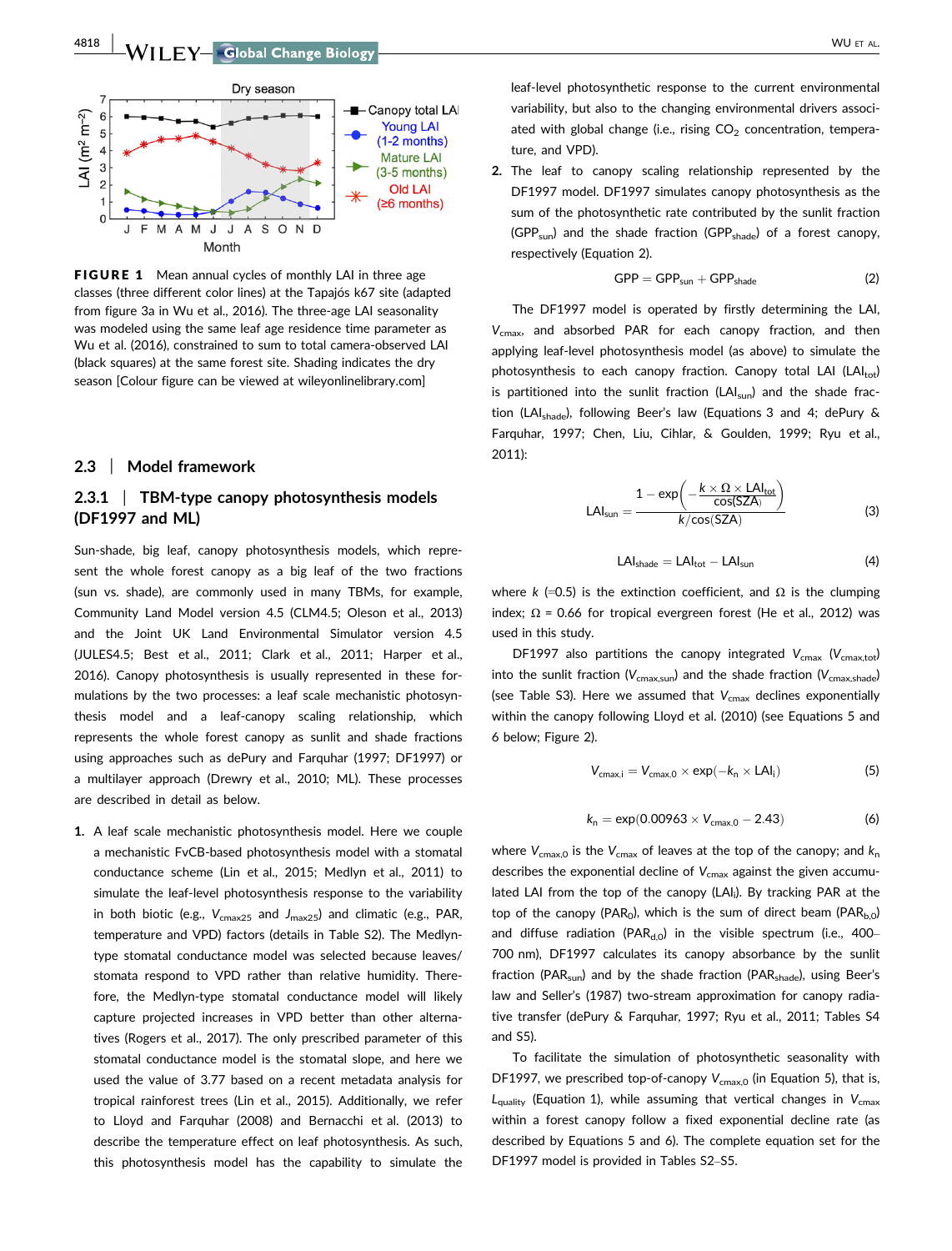FIGURE 1 Mean annual cycles of monthly LAI in three age classes (three different color lines) at the Tapajós k67 site (adapted from figure 3a in Wu et al., 2016). The three-age LAI seasonality was modeled using the same leaf age residence time parameter as Wu et al. (2016), constrained to sum to total camera-observed LAI (black squares) at the same forest site. Shading indicates the dry season [Colour figure can be viewed at wileyonlinelibrary.com]

## 2.3 | Model framework

### 2.3.1 | TBM-type canopy photosynthesis models (DF1997 and ML)

Sun-shade, big leaf, canopy photosynthesis models, which represent the whole forest canopy as a big leaf of the two fractions (sun vs. shade), are commonly used in many TBMs, for example, Community Land Model version 4.5 (CLM4.5; Oleson et al., 2013) and the Joint UK Land Environmental Simulator version 4.5 (JULES4.5; Best et al., 2011; Clark et al., 2011; Harper et al., 2016). Canopy photosynthesis is usually represented in these formulations by the two processes: a leaf scale mechanistic photosynthesis model and a leaf-canopy scaling relationship, which represents the whole forest canopy as sunlit and shade fractions using approaches such as dePury and Farquhar (1997; DF1997) or a multilayer approach (Drewry et al., 2010; ML). These processes are described in detail as below.

1. A leaf scale mechanistic photosynthesis model. Here we couple a mechanistic FvCB-based photosynthesis model with a stomatal conductance scheme (Lin et al., 2015; Medlyn et al., 2011) to simulate the leaf-level photosynthesis response to the variability in both biotic (e.g., $V_{cmax25}$ and $J_{max25}$) and climatic (e.g., PAR, temperature and VPD) factors (details in Table S2). The Medlyn-type stomatal conductance model was selected because leaves/stomata respond to VPD rather than relative humidity. Therefore, the Medlyn-type stomatal conductance model will likely capture projected increases in VPD better than other alternatives (Rogers et al., 2017). The only prescribed parameter of this stomatal conductance model is the stomatal slope, and here we used the value of 3.77 based on a recent metadata analysis for tropical rainforest trees (Lin et al., 2015). Additionally, we refer to Lloyd and Farquhar (2008) and Bernacchi et al. (2013) to describe the temperature effect on leaf photosynthesis. As such, this photosynthesis model has the capability to simulate the leaf-level photosynthetic response to the current environmental variability, but also to the changing environmental drivers associated with global change (i.e., rising $CO_2$ concentration, temperature, and VPD).
2. The leaf to canopy scaling relationship represented by the DF1997 model. DF1997 simulates canopy photosynthesis as the sum of the photosynthetic rate contributed by the sunlit fraction ($GPP_{sun}$) and the shade fraction ($GPP_{shade}$) of a forest canopy, respectively (Equation 2).

$$GPP = GPP_{sun} + GPP_{shade} \tag{2}$$

The DF1997 model is operated by firstly determining the LAI, $V_{cmax}$, and absorbed PAR for each canopy fraction, and then applying leaf-level photosynthesis model (as above) to simulate the photosynthesis to each canopy fraction. Canopy total LAI ($LAI_{tot}$) is partitioned into the sunlit fraction ($LAI_{sun}$) and the shade fraction ($LAI_{shade}$), following Beer's law (Equations 3 and 4; dePury & Farquhar, 1997; Chen, Liu, Cihlar, & Goulden, 1999; Ryu et al., 2011):

$$LAI_{sun} = \frac{1 - \exp\left(-\frac{k \times \Omega \times LAI_{tot}}{\cos(SZA)}\right)}{k/\cos(SZA)} \tag{3}$$

$$LAI_{shade} = LAI_{tot} - LAI_{sun} \tag{4}$$

where $k$ (=0.5) is the extinction coefficient, and $\Omega$ is the clumping index; $\Omega$ = 0.66 for tropical evergreen forest (He et al., 2012) was used in this study.

DF1997 also partitions the canopy integrated $V_{cmax}$ ($V_{cmax,tot}$) into the sunlit fraction ($V_{cmax,sun}$) and the shade fraction ($V_{cmax,shade}$) (see Table S3). Here we assumed that $V_{cmax}$ declines exponentially within the canopy following Lloyd et al. (2010) (see Equations 5 and 6 below; Figure 2).

$$V_{cmax,i} = V_{cmax,0} \times \exp(-k_n \times LAI_i) \tag{5}$$

$$k_n = \exp(0.00963 \times V_{cmax,0} - 2.43) \tag{6}$$

where $V_{cmax,0}$ is the $V_{cmax}$ of leaves at the top of the canopy; and $k_n$ describes the exponential decline of $V_{cmax}$ against the given accumulated LAI from the top of the canopy ($LAI_i$). By tracking PAR at the top of the canopy ($PAR_0$), which is the sum of direct beam ($PAR_{b,0}$) and diffuse radiation ($PAR_{d,0}$) in the visible spectrum (i.e., 400–700 nm), DF1997 calculates its canopy absorbance by the sunlit fraction ($PAR_{sun}$) and by the shade fraction ($PAR_{shade}$), using Beer's law and Seller's (1987) two-stream approximation for canopy radiative transfer (dePury & Farquhar, 1997; Ryu et al., 2011; Tables S4 and S5).

To facilitate the simulation of photosynthetic seasonality with DF1997, we prescribed top-of-canopy $V_{cmax,0}$ (in Equation 5), that is, $L_{quality}$ (Equation 1), while assuming that vertical changes in $V_{cmax}$ within a forest canopy follow a fixed exponential decline rate (as described by Equations 5 and 6). The complete equation set for the DF1997 model is provided in Tables S2–S5.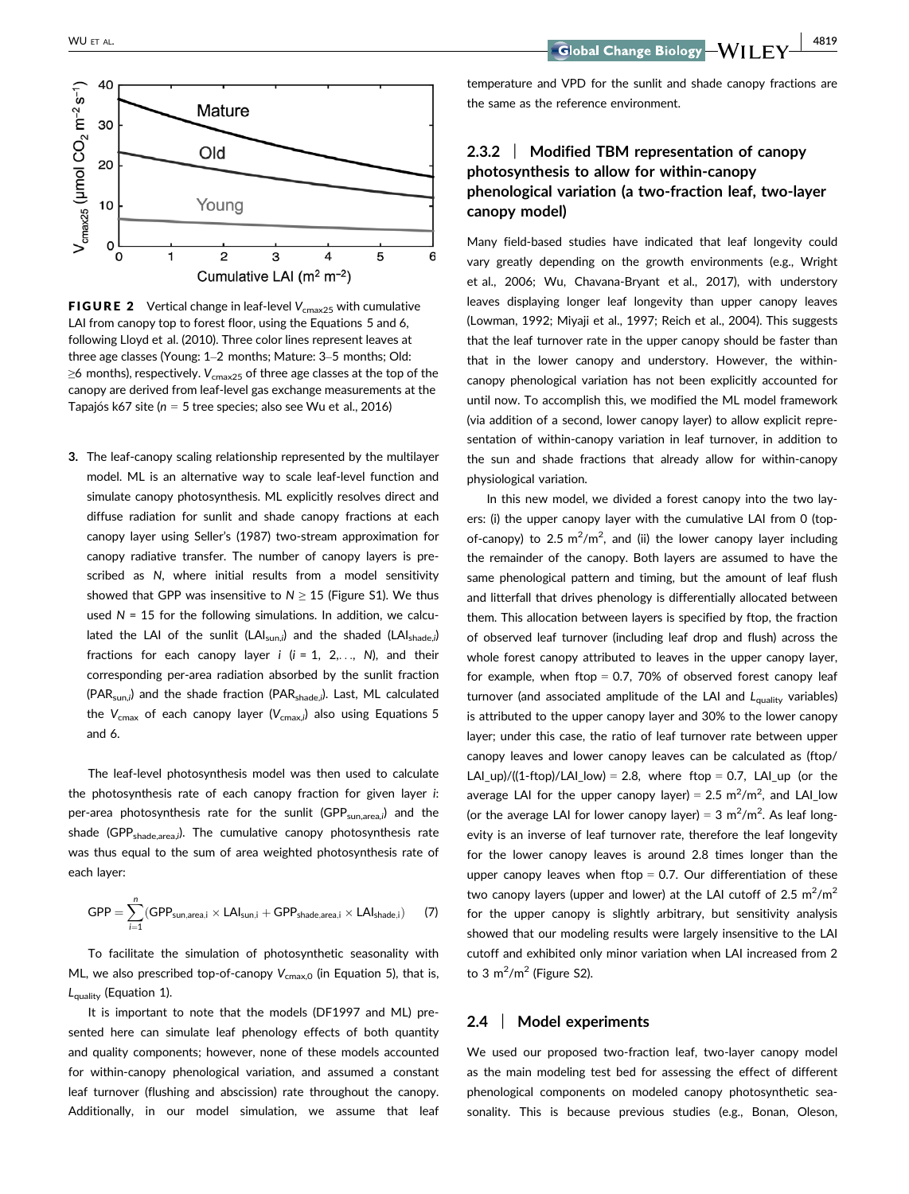**FIGURE 2** Vertical change in leaf-level $V_{cmax25}$ with cumulative LAI from canopy top to forest floor, using the Equations 5 and 6, following Lloyd et al. (2010). Three color lines represent leaves at three age classes (Young: 1–2 months; Mature: 3–5 months; Old: ≥6 months), respectively. $V_{cmax25}$ of three age classes at the top of the canopy are derived from leaf-level gas exchange measurements at the Tapajós k67 site ($n$ = 5 tree species; also see Wu et al., 2016)

3. The leaf-canopy scaling relationship represented by the multilayer model. ML is an alternative way to scale leaf-level function and simulate canopy photosynthesis. ML explicitly resolves direct and diffuse radiation for sunlit and shade canopy fractions at each canopy layer using Seller's (1987) two-stream approximation for canopy radiative transfer. The number of canopy layers is prescribed as $N$, where initial results from a model sensitivity showed that GPP was insensitive to $N \geq 15$ (Figure S1). We thus used $N$ = 15 for the following simulations. In addition, we calculated the LAI of the sunlit ($LAI_{sun,i}$) and the shaded ($LAI_{shade,i}$) fractions for each canopy layer $i$ ($i$ = 1, 2,. . ., $N$), and their corresponding per-area radiation absorbed by the sunlit fraction ($PAR_{sun,i}$) and the shade fraction ($PAR_{shade,i}$). Last, ML calculated the $V_{cmax}$ of each canopy layer ($V_{cmax,i}$) also using Equations 5 and 6.

The leaf-level photosynthesis model was then used to calculate the photosynthesis rate of each canopy fraction for given layer $i$: per-area photosynthesis rate for the sunlit ($GPP_{sun,area,i}$) and the shade ($GPP_{shade,area,i}$). The cumulative canopy photosynthesis rate was thus equal to the sum of area weighted photosynthesis rate of each layer:

$$GPP = \sum_{i=1}^{n} (GPP_{sun,area,i} \times LAI_{sun,i} + GPP_{shade,area,i} \times LAI_{shade,i}) \quad (7)$$

To facilitate the simulation of photosynthetic seasonality with ML, we also prescribed top-of-canopy $V_{cmax,0}$ (in Equation 5), that is, $L_{quality}$ (Equation 1).

It is important to note that the models (DF1997 and ML) presented here can simulate leaf phenology effects of both quantity and quality components; however, none of these models accounted for within-canopy phenological variation, and assumed a constant leaf turnover (flushing and abscission) rate throughout the canopy. Additionally, in our model simulation, we assume that leaf temperature and VPD for the sunlit and shade canopy fractions are the same as the reference environment.

### 2.3.2 | Modified TBM representation of canopy photosynthesis to allow for within-canopy phenological variation (a two-fraction leaf, two-layer canopy model)

Many field-based studies have indicated that leaf longevity could vary greatly depending on the growth environments (e.g., Wright et al., 2006; Wu, Chavana-Bryant et al., 2017), with understory leaves displaying longer leaf longevity than upper canopy leaves (Lowman, 1992; Miyaji et al., 1997; Reich et al., 2004). This suggests that the leaf turnover rate in the upper canopy should be faster than that in the lower canopy and understory. However, the within-canopy phenological variation has not been explicitly accounted for until now. To accomplish this, we modified the ML model framework (via addition of a second, lower canopy layer) to allow explicit representation of within-canopy variation in leaf turnover, in addition to the sun and shade fractions that already allow for within-canopy physiological variation.

In this new model, we divided a forest canopy into the two layers: (i) the upper canopy layer with the cumulative LAI from 0 (top-of-canopy) to 2.5 $m^2/m^2$, and (ii) the lower canopy layer including the remainder of the canopy. Both layers are assumed to have the same phenological pattern and timing, but the amount of leaf flush and litterfall that drives phenology is differentially allocated between them. This allocation between layers is specified by ftop, the fraction of observed leaf turnover (including leaf drop and flush) across the whole forest canopy attributed to leaves in the upper canopy layer, for example, when ftop = 0.7, 70% of observed forest canopy leaf turnover (and associated amplitude of the LAI and $L_{quality}$ variables) is attributed to the upper canopy layer and 30% to the lower canopy layer; under this case, the ratio of leaf turnover rate between upper canopy leaves and lower canopy leaves can be calculated as (ftop/LAI_up)/((1-ftop)/LAI_low) = 2.8, where ftop = 0.7, LAI_up (or the average LAI for the upper canopy layer) = 2.5 $m^2/m^2$, and LAI_low (or the average LAI for lower canopy layer) = 3 $m^2/m^2$. As leaf longevity is an inverse of leaf turnover rate, therefore the leaf longevity for the lower canopy leaves is around 2.8 times longer than the upper canopy leaves when ftop = 0.7. Our differentiation of these two canopy layers (upper and lower) at the LAI cutoff of 2.5 $m^2/m^2$ for the upper canopy is slightly arbitrary, but sensitivity analysis showed that our modeling results were largely insensitive to the LAI cutoff and exhibited only minor variation when LAI increased from 2 to 3 $m^2/m^2$ (Figure S2).

## 2.4 | Model experiments

We used our proposed two-fraction leaf, two-layer canopy model as the main modeling test bed for assessing the effect of different phenological components on modeled canopy photosynthetic seasonality. This is because previous studies (e.g., Bonan, Oleson,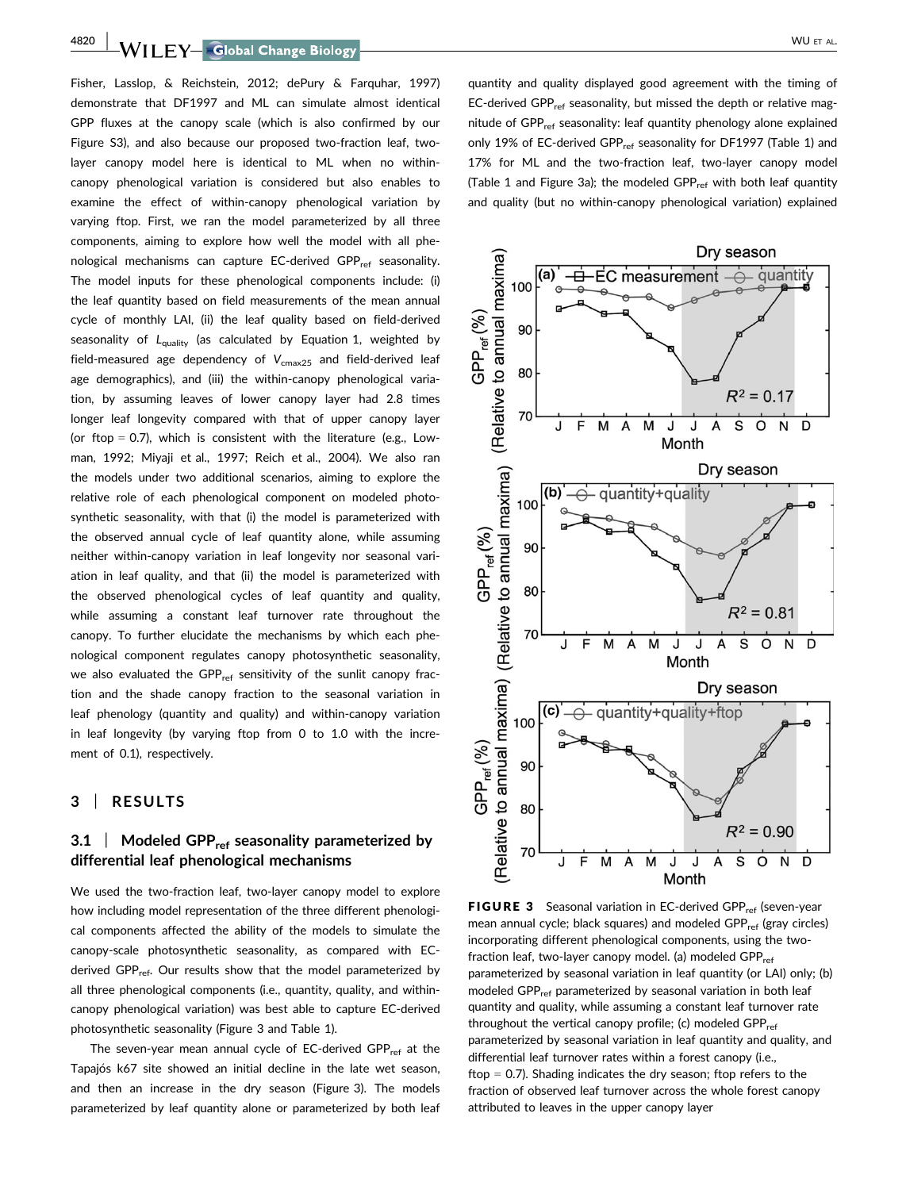Fisher, Lasslop, & Reichstein, 2012; dePury & Farquhar, 1997) demonstrate that DF1997 and ML can simulate almost identical GPP fluxes at the canopy scale (which is also confirmed by our Figure S3), and also because our proposed two-fraction leaf, two-layer canopy model here is identical to ML when no within-canopy phenological variation is considered but also enables to examine the effect of within-canopy phenological variation by varying ftop. First, we ran the model parameterized by all three components, aiming to explore how well the model with all phenological mechanisms can capture EC-derived $GPP_{ref}$ seasonality. The model inputs for these phenological components include: (i) the leaf quantity based on field measurements of the mean annual cycle of monthly LAI, (ii) the leaf quality based on field-derived seasonality of $L_{quality}$ (as calculated by Equation 1, weighted by field-measured age dependency of $V_{cmax25}$ and field-derived leaf age demographics), and (iii) the within-canopy phenological variation, by assuming leaves of lower canopy layer had 2.8 times longer leaf longevity compared with that of upper canopy layer (or ftop = 0.7), which is consistent with the literature (e.g., Lowman, 1992; Miyaji et al., 1997; Reich et al., 2004). We also ran the models under two additional scenarios, aiming to explore the relative role of each phenological component on modeled photosynthetic seasonality, with that (i) the model is parameterized with the observed annual cycle of leaf quantity alone, while assuming neither within-canopy variation in leaf longevity nor seasonal variation in leaf quality, and that (ii) the model is parameterized with the observed phenological cycles of leaf quantity and quality, while assuming a constant leaf turnover rate throughout the canopy. To further elucidate the mechanisms by which each phenological component regulates canopy photosynthetic seasonality, we also evaluated the $GPP_{ref}$ sensitivity of the sunlit canopy fraction and the shade canopy fraction to the seasonal variation in leaf phenology (quantity and quality) and within-canopy variation in leaf longevity (by varying ftop from 0 to 1.0 with the increment of 0.1), respectively.

## 3 | RESULTS

### 3.1 | Modeled $GPP_{ref}$ seasonality parameterized by differential leaf phenological mechanisms

We used the two-fraction leaf, two-layer canopy model to explore how including model representation of the three different phenological components affected the ability of the models to simulate the canopy-scale photosynthetic seasonality, as compared with EC-derived $GPP_{ref}$. Our results show that the model parameterized by all three phenological components (i.e., quantity, quality, and within-canopy phenological variation) was best able to capture EC-derived photosynthetic seasonality (Figure 3 and Table 1).

The seven-year mean annual cycle of EC-derived $GPP_{ref}$ at the Tapajós k67 site showed an initial decline in the late wet season, and then an increase in the dry season (Figure 3). The models parameterized by leaf quantity alone or parameterized by both leaf quantity and quality displayed good agreement with the timing of EC-derived $GPP_{ref}$ seasonality, but missed the depth or relative magnitude of $GPP_{ref}$ seasonality: leaf quantity phenology alone explained only 19% of EC-derived $GPP_{ref}$ seasonality for DF1997 (Table 1) and 17% for ML and the two-fraction leaf, two-layer canopy model (Table 1 and Figure 3a); the modeled $GPP_{ref}$ with both leaf quantity and quality (but no within-canopy phenological variation) explained

**FIGURE 3** Seasonal variation in EC-derived $GPP_{ref}$ (seven-year mean annual cycle; black squares) and modeled $GPP_{ref}$ (gray circles) incorporating different phenological components, using the two-fraction leaf, two-layer canopy model. (a) modeled $GPP_{ref}$ parameterized by seasonal variation in leaf quantity (or LAI) only; (b) modeled $GPP_{ref}$ parameterized by seasonal variation in both leaf quantity and quality, while assuming a constant leaf turnover rate throughout the vertical canopy profile; (c) modeled $GPP_{ref}$ parameterized by seasonal variation in leaf quantity and quality, and differential leaf turnover rates within a forest canopy (i.e., ftop = 0.7). Shading indicates the dry season; ftop refers to the fraction of observed leaf turnover across the whole forest canopy attributed to leaves in the upper canopy layer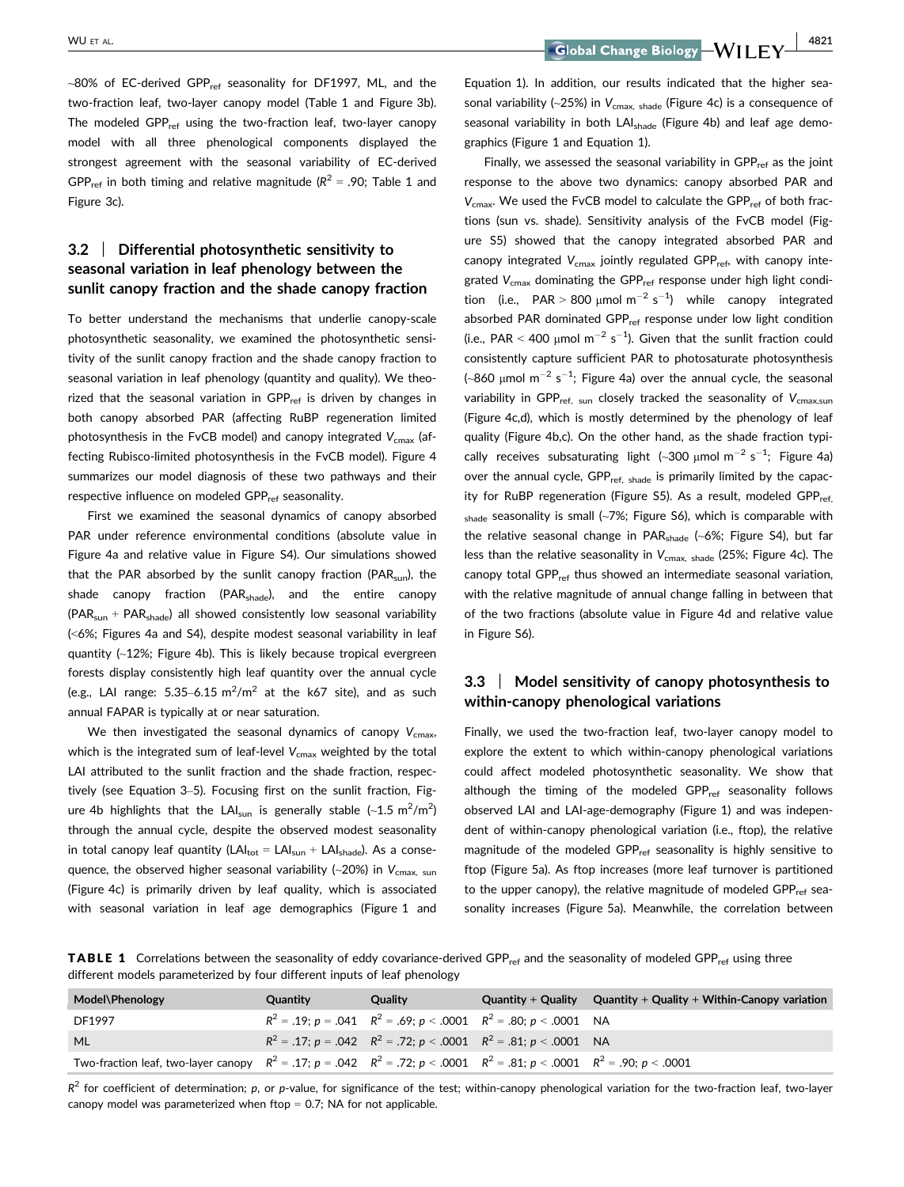~80% of EC-derived $GPP_{ref}$ seasonality for DF1997, ML, and the two-fraction leaf, two-layer canopy model (Table 1 and Figure 3b). The modeled $GPP_{ref}$ using the two-fraction leaf, two-layer canopy model with all three phenological components displayed the strongest agreement with the seasonal variability of EC-derived $GPP_{ref}$ in both timing and relative magnitude ($R^2$ = .90; Table 1 and Figure 3c).

### 3.2 | Differential photosynthetic sensitivity to seasonal variation in leaf phenology between the sunlit canopy fraction and the shade canopy fraction

To better understand the mechanisms that underlie canopy-scale photosynthetic seasonality, we examined the photosynthetic sensitivity of the sunlit canopy fraction and the shade canopy fraction to seasonal variation in leaf phenology (quantity and quality). We theorized that the seasonal variation in $GPP_{ref}$ is driven by changes in both canopy absorbed PAR (affecting RuBP regeneration limited photosynthesis in the FvCB model) and canopy integrated $V_{cmax}$ (affecting Rubisco-limited photosynthesis in the FvCB model). Figure 4 summarizes our model diagnosis of these two pathways and their respective influence on modeled $GPP_{ref}$ seasonality.

First we examined the seasonal dynamics of canopy absorbed PAR under reference environmental conditions (absolute value in Figure 4a and relative value in Figure S4). Our simulations showed that the PAR absorbed by the sunlit canopy fraction ($PAR_{sun}$), the shade canopy fraction ($PAR_{shade}$), and the entire canopy ($PAR_{sun}$ + $PAR_{shade}$) all showed consistently low seasonal variability (<6%; Figures 4a and S4), despite modest seasonal variability in leaf quantity (~12%; Figure 4b). This is likely because tropical evergreen forests display consistently high leaf quantity over the annual cycle (e.g., LAI range: 5.35–6.15 $m^2/m^2$ at the k67 site), and as such annual FAPAR is typically at or near saturation.

We then investigated the seasonal dynamics of canopy $V_{cmax}$, which is the integrated sum of leaf-level $V_{cmax}$ weighted by the total LAI attributed to the sunlit fraction and the shade fraction, respectively (see Equation 3–5). Focusing first on the sunlit fraction, Figure 4b highlights that the $LAI_{sun}$ is generally stable (~1.5 $m^2/m^2$) through the annual cycle, despite the observed modest seasonality in total canopy leaf quantity ($LAI_{tot}$ = $LAI_{sun}$ + $LAI_{shade}$). As a consequence, the observed higher seasonal variability (~20%) in $V_{cmax,\ sun}$ (Figure 4c) is primarily driven by leaf quality, which is associated with seasonal variation in leaf age demographics (Figure 1 and Equation 1). In addition, our results indicated that the higher seasonal variability (~25%) in $V_{cmax,\ shade}$ (Figure 4c) is a consequence of seasonal variability in both $LAI_{shade}$ (Figure 4b) and leaf age demographics (Figure 1 and Equation 1).

Finally, we assessed the seasonal variability in $GPP_{ref}$ as the joint response to the above two dynamics: canopy absorbed PAR and $V_{cmax}$. We used the FvCB model to calculate the $GPP_{ref}$ of both fractions (sun vs. shade). Sensitivity analysis of the FvCB model (Figure S5) showed that the canopy integrated absorbed PAR and canopy integrated $V_{cmax}$ jointly regulated $GPP_{ref}$, with canopy integrated $V_{cmax}$ dominating the $GPP_{ref}$ response under high light condition (i.e., PAR > 800 μmol $m^{-2}$ $s^{-1}$) while canopy integrated absorbed PAR dominated $GPP_{ref}$ response under low light condition (i.e., PAR < 400 μmol $m^{-2}$ $s^{-1}$). Given that the sunlit fraction could consistently capture sufficient PAR to photosaturate photosynthesis (~860 μmol $m^{-2}$ $s^{-1}$; Figure 4a) over the annual cycle, the seasonal variability in $GPP_{ref,\ sun}$ closely tracked the seasonality of $V_{cmax,sun}$ (Figure 4c,d), which is mostly determined by the phenology of leaf quality (Figure 4b,c). On the other hand, as the shade fraction typically receives subsaturating light (~300 μmol $m^{-2}$ $s^{-1}$; Figure 4a) over the annual cycle, $GPP_{ref,\ shade}$ is primarily limited by the capacity for RuBP regeneration (Figure S5). As a result, modeled $GPP_{ref,\ shade}$ seasonality is small (~7%; Figure S6), which is comparable with the relative seasonal change in $PAR_{shade}$ (~6%; Figure S4), but far less than the relative seasonality in $V_{cmax,\ shade}$ (25%; Figure 4c). The canopy total $GPP_{ref}$ thus showed an intermediate seasonal variation, with the relative magnitude of annual change falling in between that of the two fractions (absolute value in Figure 4d and relative value in Figure S6).

### 3.3 | Model sensitivity of canopy photosynthesis to within-canopy phenological variations

Finally, we used the two-fraction leaf, two-layer canopy model to explore the extent to which within-canopy phenological variations could affect modeled photosynthetic seasonality. We show that although the timing of the modeled $GPP_{ref}$ seasonality follows observed LAI and LAI-age-demography (Figure 1) and was independent of within-canopy phenological variation (i.e., ftop), the relative magnitude of the modeled $GPP_{ref}$ seasonality is highly sensitive to ftop (Figure 5a). As ftop increases (more leaf turnover is partitioned to the upper canopy), the relative magnitude of modeled $GPP_{ref}$ seasonality increases (Figure 5a). Meanwhile, the correlation between

**TABLE 1** Correlations between the seasonality of eddy covariance-derived $GPP_{ref}$ and the seasonality of modeled $GPP_{ref}$ using three different models parameterized by four different inputs of leaf phenology

| Model\Phenology | Quantity | Quality | Quantity + Quality | Quantity + Quality + Within-Canopy variation |
|---|---|---|---|---|
| DF1997 | $R^2$ = .19; $p$ = .041 | $R^2$ = .69; $p$ < .0001 | $R^2$ = .80; $p$ < .0001 | NA |
| ML | $R^2$ = .17; $p$ = .042 | $R^2$ = .72; $p$ < .0001 | $R^2$ = .81; $p$ < .0001 | NA |
| Two-fraction leaf, two-layer canopy | $R^2$ = .17; $p$ = .042 | $R^2$ = .72; $p$ < .0001 | $R^2$ = .81; $p$ < .0001 | $R^2$ = .90; $p$ < .0001 |

$R^2$ for coefficient of determination; $p$, or $p$-value, for significance of the test; within-canopy phenological variation for the two-fraction leaf, two-layer canopy model was parameterized when ftop = 0.7; NA for not applicable.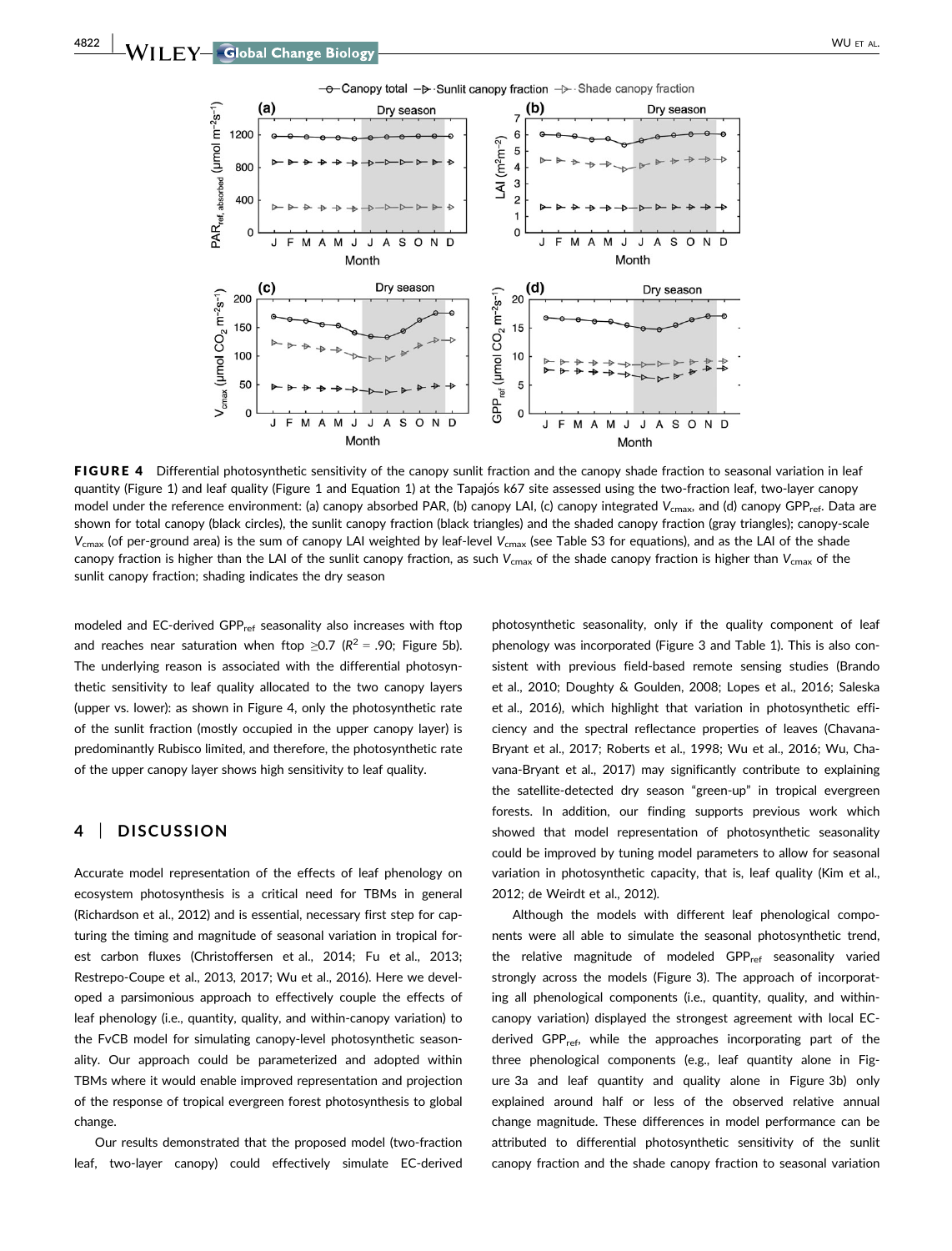FIGURE 4 Differential photosynthetic sensitivity of the canopy sunlit fraction and the canopy shade fraction to seasonal variation in leaf quantity (Figure 1) and leaf quality (Figure 1 and Equation 1) at the Tapajós k67 site assessed using the two-fraction leaf, two-layer canopy model under the reference environment: (a) canopy absorbed PAR, (b) canopy LAI, (c) canopy integrated $V_{cmax}$, and (d) canopy $GPP_{ref}$. Data are shown for total canopy (black circles), the sunlit canopy fraction (black triangles) and the shaded canopy fraction (gray triangles); canopy-scale $V_{cmax}$ (of per-ground area) is the sum of canopy LAI weighted by leaf-level $V_{cmax}$ (see Table S3 for equations), and as the LAI of the shade canopy fraction is higher than the LAI of the sunlit canopy fraction, as such $V_{cmax}$ of the shade canopy fraction is higher than $V_{cmax}$ of the sunlit canopy fraction; shading indicates the dry season

modeled and EC-derived $GPP_{ref}$ seasonality also increases with ftop and reaches near saturation when ftop ≥0.7 ($R^2$ = .90; Figure 5b). The underlying reason is associated with the differential photosynthetic sensitivity to leaf quality allocated to the two canopy layers (upper vs. lower): as shown in Figure 4, only the photosynthetic rate of the sunlit fraction (mostly occupied in the upper canopy layer) is predominantly Rubisco limited, and therefore, the photosynthetic rate of the upper canopy layer shows high sensitivity to leaf quality.

## 4 | DISCUSSION

Accurate model representation of the effects of leaf phenology on ecosystem photosynthesis is a critical need for TBMs in general (Richardson et al., 2012) and is essential, necessary first step for capturing the timing and magnitude of seasonal variation in tropical forest carbon fluxes (Christoffersen et al., 2014; Fu et al., 2013; Restrepo-Coupe et al., 2013, 2017; Wu et al., 2016). Here we developed a parsimonious approach to effectively couple the effects of leaf phenology (i.e., quantity, quality, and within-canopy variation) to the FvCB model for simulating canopy-level photosynthetic seasonality. Our approach could be parameterized and adopted within TBMs where it would enable improved representation and projection of the response of tropical evergreen forest photosynthesis to global change.

Our results demonstrated that the proposed model (two-fraction leaf, two-layer canopy) could effectively simulate EC-derived photosynthetic seasonality, only if the quality component of leaf phenology was incorporated (Figure 3 and Table 1). This is also consistent with previous field-based remote sensing studies (Brando et al., 2010; Doughty & Goulden, 2008; Lopes et al., 2016; Saleska et al., 2016), which highlight that variation in photosynthetic efficiency and the spectral reflectance properties of leaves (Chavana-Bryant et al., 2017; Roberts et al., 1998; Wu et al., 2016; Wu, Chavana-Bryant et al., 2017) may significantly contribute to explaining the satellite-detected dry season "green-up" in tropical evergreen forests. In addition, our finding supports previous work which showed that model representation of photosynthetic seasonality could be improved by tuning model parameters to allow for seasonal variation in photosynthetic capacity, that is, leaf quality (Kim et al., 2012; de Weirdt et al., 2012).

Although the models with different leaf phenological components were all able to simulate the seasonal photosynthetic trend, the relative magnitude of modeled $GPP_{ref}$ seasonality varied strongly across the models (Figure 3). The approach of incorporating all phenological components (i.e., quantity, quality, and within-canopy variation) displayed the strongest agreement with local EC-derived $GPP_{ref}$, while the approaches incorporating part of the three phenological components (e.g., leaf quantity alone in Figure 3a and leaf quantity and quality alone in Figure 3b) only explained around half or less of the observed relative annual change magnitude. These differences in model performance can be attributed to differential photosynthetic sensitivity of the sunlit canopy fraction and the shade canopy fraction to seasonal variation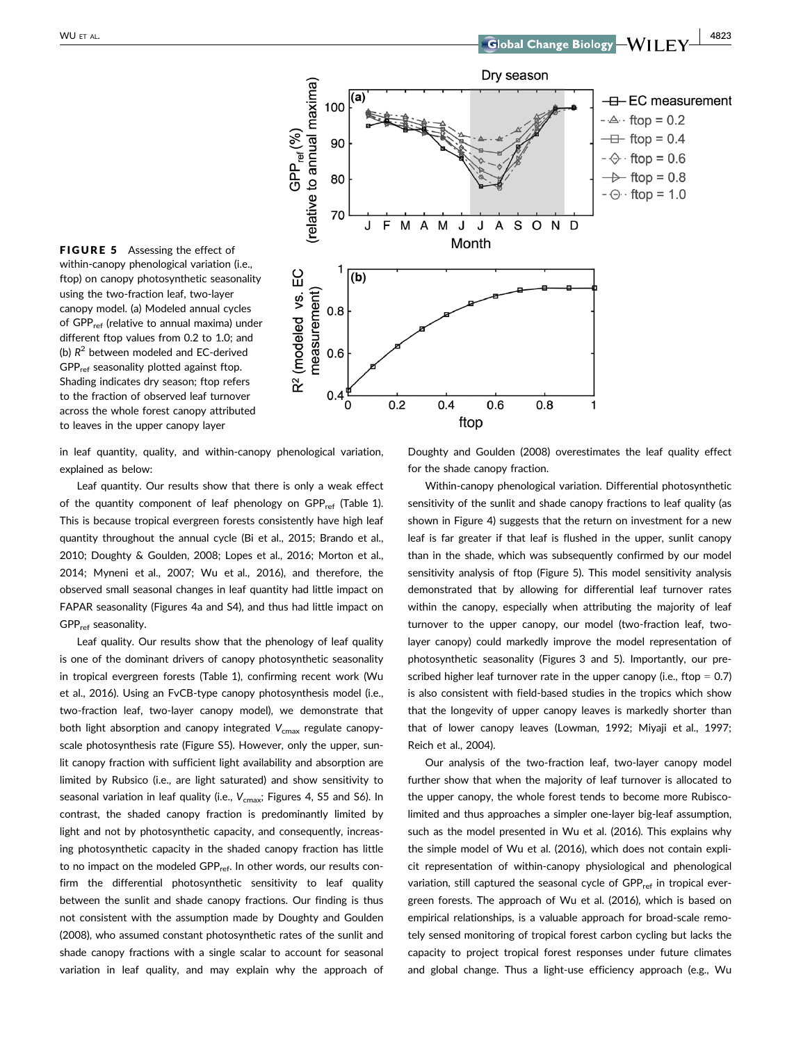**FIGURE 5** Assessing the effect of within-canopy phenological variation (i.e., ftop) on canopy photosynthetic seasonality using the two-fraction leaf, two-layer canopy model. (a) Modeled annual cycles of $GPP_{ref}$ (relative to annual maxima) under different ftop values from 0.2 to 1.0; and (b) $R^2$ between modeled and EC-derived $GPP_{ref}$ seasonality plotted against ftop. Shading indicates dry season; ftop refers to the fraction of observed leaf turnover across the whole forest canopy attributed to leaves in the upper canopy layer

in leaf quantity, quality, and within-canopy phenological variation, explained as below:

Leaf quantity. Our results show that there is only a weak effect of the quantity component of leaf phenology on $GPP_{ref}$ (Table 1). This is because tropical evergreen forests consistently have high leaf quantity throughout the annual cycle (Bi et al., 2015; Brando et al., 2010; Doughty & Goulden, 2008; Lopes et al., 2016; Morton et al., 2014; Myneni et al., 2007; Wu et al., 2016), and therefore, the observed small seasonal changes in leaf quantity had little impact on FAPAR seasonality (Figures 4a and S4), and thus had little impact on $GPP_{ref}$ seasonality.

Leaf quality. Our results show that the phenology of leaf quality is one of the dominant drivers of canopy photosynthetic seasonality in tropical evergreen forests (Table 1), confirming recent work (Wu et al., 2016). Using an FvCB-type canopy photosynthesis model (i.e., two-fraction leaf, two-layer canopy model), we demonstrate that both light absorption and canopy integrated $V_{cmax}$ regulate canopy-scale photosynthesis rate (Figure S5). However, only the upper, sunlit canopy fraction with sufficient light availability and absorption are limited by Rubisco (i.e., are light saturated) and show sensitivity to seasonal variation in leaf quality (i.e., $V_{cmax}$; Figures 4, S5 and S6). In contrast, the shaded canopy fraction is predominantly limited by light and not by photosynthetic capacity, and consequently, increasing photosynthetic capacity in the shaded canopy fraction has little to no impact on the modeled $GPP_{ref}$. In other words, our results confirm the differential photosynthetic sensitivity to leaf quality between the sunlit and shade canopy fractions. Our finding is thus not consistent with the assumption made by Doughty and Goulden (2008), who assumed constant photosynthetic rates of the sunlit and shade canopy fractions with a single scalar to account for seasonal variation in leaf quality, and may explain why the approach of Doughty and Goulden (2008) overestimates the leaf quality effect for the shade canopy fraction.

Within-canopy phenological variation. Differential photosynthetic sensitivity of the sunlit and shade canopy fractions to leaf quality (as shown in Figure 4) suggests that the return on investment for a new leaf is far greater if that leaf is flushed in the upper, sunlit canopy than in the shade, which was subsequently confirmed by our model sensitivity analysis of ftop (Figure 5). This model sensitivity analysis demonstrated that by allowing for differential leaf turnover rates within the canopy, especially when attributing the majority of leaf turnover to the upper canopy, our model (two-fraction leaf, two-layer canopy) could markedly improve the model representation of photosynthetic seasonality (Figures 3 and 5). Importantly, our prescribed higher leaf turnover rate in the upper canopy (i.e., ftop = 0.7) is also consistent with field-based studies in the tropics which show that the longevity of upper canopy leaves is markedly shorter than that of lower canopy leaves (Lowman, 1992; Miyaji et al., 1997; Reich et al., 2004).

Our analysis of the two-fraction leaf, two-layer canopy model further show that when the majority of leaf turnover is allocated to the upper canopy, the whole forest tends to become more Rubisco-limited and thus approaches a simpler one-layer big-leaf assumption, such as the model presented in Wu et al. (2016). This explains why the simple model of Wu et al. (2016), which does not contain explicit representation of within-canopy physiological and phenological variation, still captured the seasonal cycle of $GPP_{ref}$ in tropical evergreen forests. The approach of Wu et al. (2016), which is based on empirical relationships, is a valuable approach for broad-scale remotely sensed monitoring of tropical forest carbon cycling but lacks the capacity to project tropical forest responses under future climates and global change. Thus a light-use efficiency approach (e.g., Wu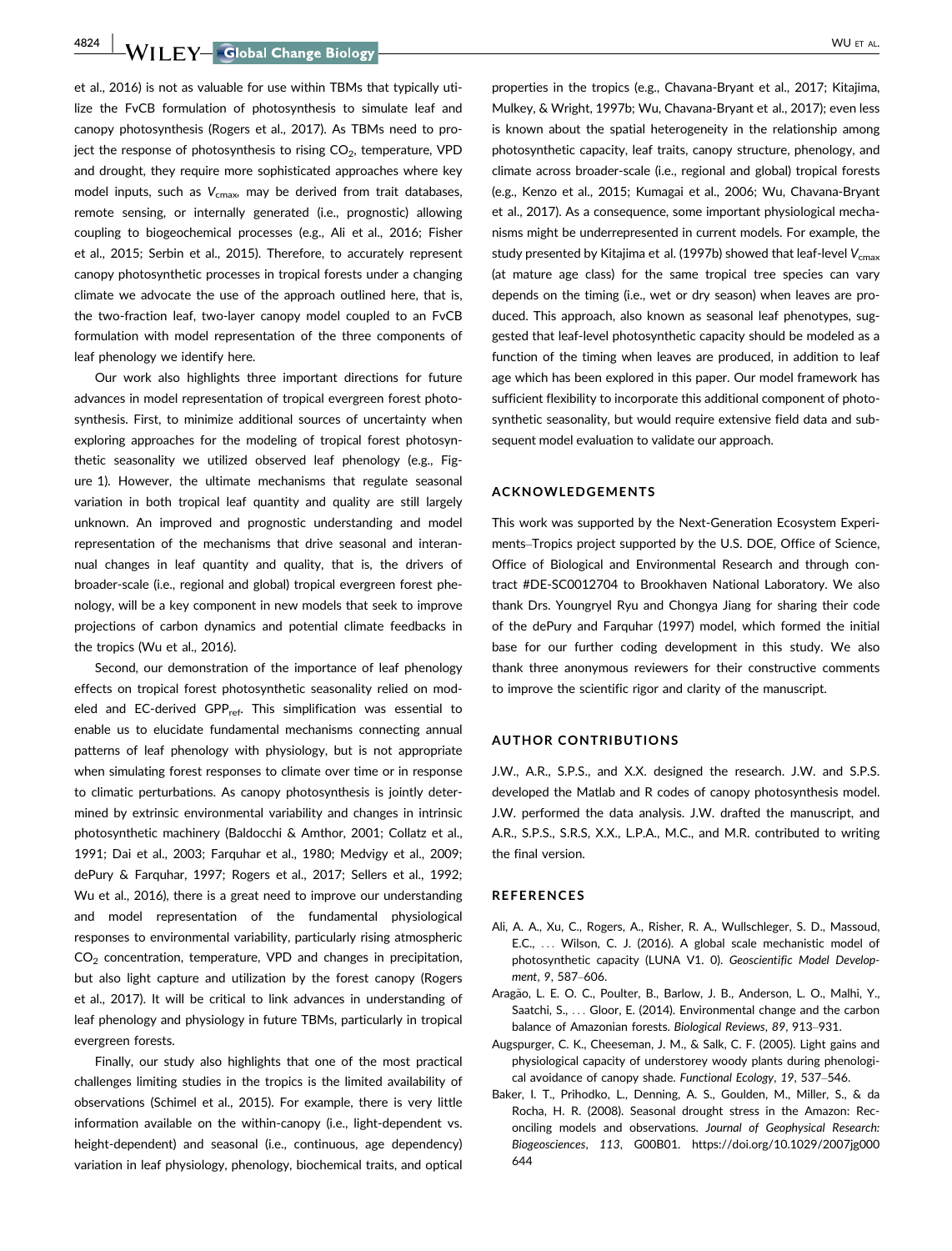et al., 2016) is not as valuable for use within TBMs that typically utilize the FvCB formulation of photosynthesis to simulate leaf and canopy photosynthesis (Rogers et al., 2017). As TBMs need to project the response of photosynthesis to rising $CO_2$, temperature, VPD and drought, they require more sophisticated approaches where key model inputs, such as $V_{cmax}$, may be derived from trait databases, remote sensing, or internally generated (i.e., prognostic) allowing coupling to biogeochemical processes (e.g., Ali et al., 2016; Fisher et al., 2015; Serbin et al., 2015). Therefore, to accurately represent canopy photosynthetic processes in tropical forests under a changing climate we advocate the use of the approach outlined here, that is, the two-fraction leaf, two-layer canopy model coupled to an FvCB formulation with model representation of the three components of leaf phenology we identify here.

Our work also highlights three important directions for future advances in model representation of tropical evergreen forest photosynthesis. First, to minimize additional sources of uncertainty when exploring approaches for the modeling of tropical forest photosynthetic seasonality we utilized observed leaf phenology (e.g., Figure 1). However, the ultimate mechanisms that regulate seasonal variation in both tropical leaf quantity and quality are still largely unknown. An improved and prognostic understanding and model representation of the mechanisms that drive seasonal and interannual changes in leaf quantity and quality, that is, the drivers of broader-scale (i.e., regional and global) tropical evergreen forest phenology, will be a key component in new models that seek to improve projections of carbon dynamics and potential climate feedbacks in the tropics (Wu et al., 2016).

Second, our demonstration of the importance of leaf phenology effects on tropical forest photosynthetic seasonality relied on modeled and EC-derived $GPP_{ref}$. This simplification was essential to enable us to elucidate fundamental mechanisms connecting annual patterns of leaf phenology with physiology, but is not appropriate when simulating forest responses to climate over time or in response to climatic perturbations. As canopy photosynthesis is jointly determined by extrinsic environmental variability and changes in intrinsic photosynthetic machinery (Baldocchi & Amthor, 2001; Collatz et al., 1991; Dai et al., 2003; Farquhar et al., 1980; Medvigy et al., 2009; dePury & Farquhar, 1997; Rogers et al., 2017; Sellers et al., 1992; Wu et al., 2016), there is a great need to improve our understanding and model representation of the fundamental physiological responses to environmental variability, particularly rising atmospheric $CO_2$ concentration, temperature, VPD and changes in precipitation, but also light capture and utilization by the forest canopy (Rogers et al., 2017). It will be critical to link advances in understanding of leaf phenology and physiology in future TBMs, particularly in tropical evergreen forests.

Finally, our study also highlights that one of the most practical challenges limiting studies in the tropics is the limited availability of observations (Schimel et al., 2015). For example, there is very little information available on the within-canopy (i.e., light-dependent vs. height-dependent) and seasonal (i.e., continuous, age dependency) variation in leaf physiology, phenology, biochemical traits, and optical properties in the tropics (e.g., Chavana-Bryant et al., 2017; Kitajima, Mulkey, & Wright, 1997b; Wu, Chavana-Bryant et al., 2017); even less is known about the spatial heterogeneity in the relationship among photosynthetic capacity, leaf traits, canopy structure, phenology, and climate across broader-scale (i.e., regional and global) tropical forests (e.g., Kenzo et al., 2015; Kumagai et al., 2006; Wu, Chavana-Bryant et al., 2017). As a consequence, some important physiological mechanisms might be underrepresented in current models. For example, the study presented by Kitajima et al. (1997b) showed that leaf-level $V_{cmax}$ (at mature age class) for the same tropical tree species can vary depends on the timing (i.e., wet or dry season) when leaves are produced. This approach, also known as seasonal leaf phenotypes, suggested that leaf-level photosynthetic capacity should be modeled as a function of the timing when leaves are produced, in addition to leaf age which has been explored in this paper. Our model framework has sufficient flexibility to incorporate this additional component of photosynthetic seasonality, but would require extensive field data and subsequent model evaluation to validate our approach.

## ACKNOWLEDGEMENTS

This work was supported by the Next-Generation Ecosystem Experiments–Tropics project supported by the U.S. DOE, Office of Science, Office of Biological and Environmental Research and through contract #DE-SC0012704 to Brookhaven National Laboratory. We also thank Drs. Youngryel Ryu and Chongya Jiang for sharing their code of the dePury and Farquhar (1997) model, which formed the initial base for our further coding development in this study. We also thank three anonymous reviewers for their constructive comments to improve the scientific rigor and clarity of the manuscript.

## AUTHOR CONTRIBUTIONS

J.W., A.R., S.P.S., and X.X. designed the research. J.W. and S.P.S. developed the Matlab and R codes of canopy photosynthesis model. J.W. performed the data analysis. J.W. drafted the manuscript, and A.R., S.P.S., S.R.S, X.X., L.P.A., M.C., and M.R. contributed to writing the final version.

## REFERENCES

Ali, A. A., Xu, C., Rogers, A., Risher, R. A., Wullschleger, S. D., Massoud, E.C., ... Wilson, C. J. (2016). A global scale mechanistic model of photosynthetic capacity (LUNA V1. 0). *Geoscientific Model Development*, *9*, 587–606.

Aragão, L. E. O. C., Poulter, B., Barlow, J. B., Anderson, L. O., Malhi, Y., Saatchi, S., ... Gloor, E. (2014). Environmental change and the carbon balance of Amazonian forests. *Biological Reviews*, *89*, 913–931.

Augspurger, C. K., Cheeseman, J. M., & Salk, C. F. (2005). Light gains and physiological capacity of understorey woody plants during phenological avoidance of canopy shade. *Functional Ecology*, *19*, 537–546.

Baker, I. T., Prihodko, L., Denning, A. S., Goulden, M., Miller, S., & da Rocha, H. R. (2008). Seasonal drought stress in the Amazon: Reconciling models and observations. *Journal of Geophysical Research: Biogeosciences*, *113*, G00B01. https://doi.org/10.1029/2007jg000644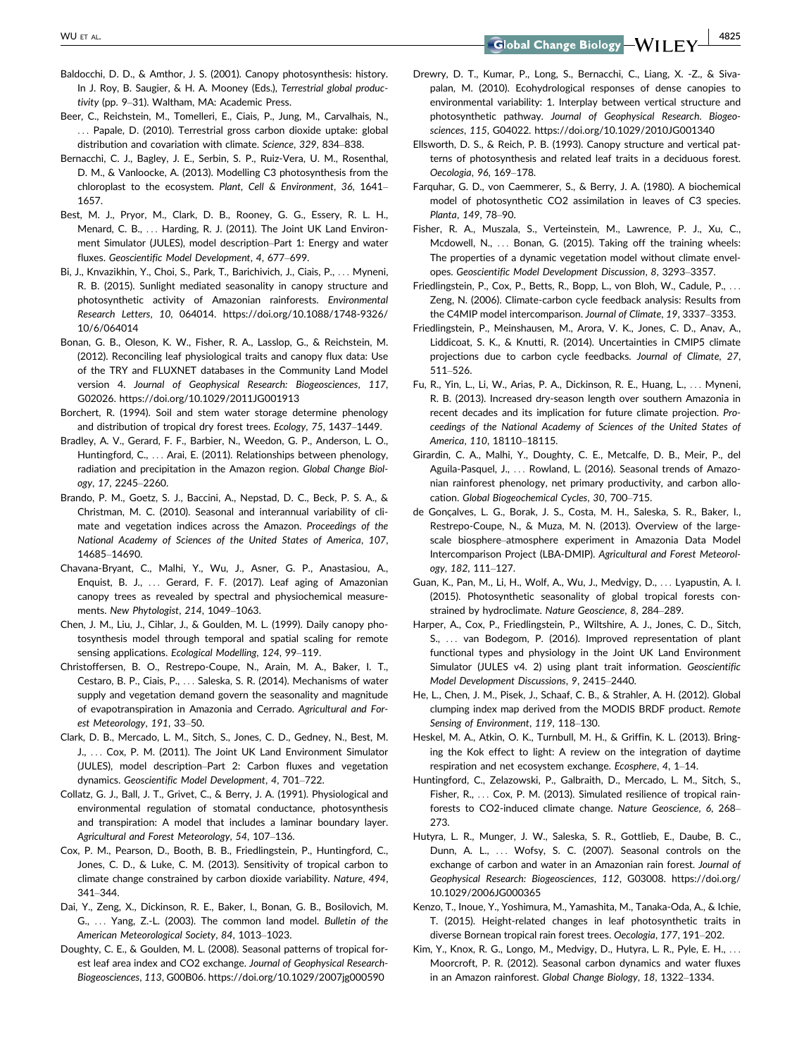Baldocchi, D. D., & Amthor, J. S. (2001). Canopy photosynthesis: history. In J. Roy, B. Saugier, & H. A. Mooney (Eds.), *Terrestrial global productivity* (pp. 9–31). Waltham, MA: Academic Press.

Beer, C., Reichstein, M., Tomelleri, E., Ciais, P., Jung, M., Carvalhais, N., … Papale, D. (2010). Terrestrial gross carbon dioxide uptake: global distribution and covariation with climate. *Science*, *329*, 834–838.

Bernacchi, C. J., Bagley, J. E., Serbin, S. P., Ruiz-Vera, U. M., Rosenthal, D. M., & Vanloocke, A. (2013). Modelling C3 photosynthesis from the chloroplast to the ecosystem. *Plant, Cell & Environment*, *36*, 1641–1657.

Best, M. J., Pryor, M., Clark, D. B., Rooney, G. G., Essery, R. L. H., Menard, C. B., … Harding, R. J. (2011). The Joint UK Land Environment Simulator (JULES), model description–Part 1: Energy and water fluxes. *Geoscientific Model Development*, *4*, 677–699.

Bi, J., Knyazikhin, Y., Choi, S., Park, T., Barichivich, J., Ciais, P., … Myneni, R. B. (2015). Sunlight mediated seasonality in canopy structure and photosynthetic activity of Amazonian rainforests. *Environmental Research Letters*, *10*, 064014. https://doi.org/10.1088/1748-9326/10/6/064014

Bonan, G. B., Oleson, K. W., Fisher, R. A., Lasslop, G., & Reichstein, M. (2012). Reconciling leaf physiological traits and canopy flux data: Use of the TRY and FLUXNET databases in the Community Land Model version 4. *Journal of Geophysical Research: Biogeosciences*, *117*, G02026. https://doi.org/10.1029/2011JG001913

Borchert, R. (1994). Soil and stem water storage determine phenology and distribution of tropical dry forest trees. *Ecology*, *75*, 1437–1449.

Bradley, A. V., Gerard, F. F., Barbier, N., Weedon, G. P., Anderson, L. O., Huntingford, C., … Arai, E. (2011). Relationships between phenology, radiation and precipitation in the Amazon region. *Global Change Biology*, *17*, 2245–2260.

Brando, P. M., Goetz, S. J., Baccini, A., Nepstad, D. C., Beck, P. S. A., & Christman, M. C. (2010). Seasonal and interannual variability of climate and vegetation indices across the Amazon. *Proceedings of the National Academy of Sciences of the United States of America*, *107*, 14685–14690.

Chavana-Bryant, C., Malhi, Y., Wu, J., Asner, G. P., Anastasiou, A., Enquist, B. J., … Gerard, F. F. (2017). Leaf aging of Amazonian canopy trees as revealed by spectral and physiochemical measurements. *New Phytologist*, *214*, 1049–1063.

Chen, J. M., Liu, J., Cihlar, J., & Goulden, M. L. (1999). Daily canopy photosynthesis model through temporal and spatial scaling for remote sensing applications. *Ecological Modelling*, *124*, 99–119.

Christoffersen, B. O., Restrepo-Coupe, N., Arain, M. A., Baker, I. T., Cestaro, B. P., Ciais, P., … Saleska, S. R. (2014). Mechanisms of water supply and vegetation demand govern the seasonality and magnitude of evapotranspiration in Amazonia and Cerrado. *Agricultural and Forest Meteorology*, *191*, 33–50.

Clark, D. B., Mercado, L. M., Sitch, S., Jones, C. D., Gedney, N., Best, M. J., … Cox, P. M. (2011). The Joint UK Land Environment Simulator (JULES), model description–Part 2: Carbon fluxes and vegetation dynamics. *Geoscientific Model Development*, *4*, 701–722.

Collatz, G. J., Ball, J. T., Grivet, C., & Berry, J. A. (1991). Physiological and environmental regulation of stomatal conductance, photosynthesis and transpiration: A model that includes a laminar boundary layer. *Agricultural and Forest Meteorology*, *54*, 107–136.

Cox, P. M., Pearson, D., Booth, B. B., Friedlingstein, P., Huntingford, C., Jones, C. D., & Luke, C. M. (2013). Sensitivity of tropical carbon to climate change constrained by carbon dioxide variability. *Nature*, *494*, 341–344.

Dai, Y., Zeng, X., Dickinson, R. E., Baker, I., Bonan, G. B., Bosilovich, M. G., … Yang, Z.-L. (2003). The common land model. *Bulletin of the American Meteorological Society*, *84*, 1013–1023.

Doughty, C. E., & Goulden, M. L. (2008). Seasonal patterns of tropical forest leaf area index and CO2 exchange. *Journal of Geophysical Research-Biogeosciences*, *113*, G00B06. https://doi.org/10.1029/2007jg000590

Drewry, D. T., Kumar, P., Long, S., Bernacchi, C., Liang, X. -Z., & Sivapalan, M. (2010). Ecohydrological responses of dense canopies to environmental variability: 1. Interplay between vertical structure and photosynthetic pathway. *Journal of Geophysical Research. Biogeosciences*, *115*, G04022. https://doi.org/10.1029/2010JG001340

Ellsworth, D. S., & Reich, P. B. (1993). Canopy structure and vertical patterns of photosynthesis and related leaf traits in a deciduous forest. *Oecologia*, *96*, 169–178.

Farquhar, G. D., von Caemmerer, S., & Berry, J. A. (1980). A biochemical model of photosynthetic CO2 assimilation in leaves of C3 species. *Planta*, *149*, 78–90.

Fisher, R. A., Muszala, S., Verteinstein, M., Lawrence, P. J., Xu, C., Mcdowell, N., … Bonan, G. (2015). Taking off the training wheels: The properties of a dynamic vegetation model without climate envelopes. *Geoscientific Model Development Discussion*, *8*, 3293–3357.

Friedlingstein, P., Cox, P., Betts, R., Bopp, L., von Bloh, W., Cadule, P., … Zeng, N. (2006). Climate-carbon cycle feedback analysis: Results from the C4MIP model intercomparison. *Journal of Climate*, *19*, 3337–3353.

Friedlingstein, P., Meinshausen, M., Arora, V. K., Jones, C. D., Anav, A., Liddicoat, S. K., & Knutti, R. (2014). Uncertainties in CMIP5 climate projections due to carbon cycle feedbacks. *Journal of Climate*, *27*, 511–526.

Fu, R., Yin, L., Li, W., Arias, P. A., Dickinson, R. E., Huang, L., … Myneni, R. B. (2013). Increased dry-season length over southern Amazonia in recent decades and its implication for future climate projection. *Proceedings of the National Academy of Sciences of the United States of America*, *110*, 18110–18115.

Girardin, C. A., Malhi, Y., Doughty, C. E., Metcalfe, D. B., Meir, P., del Aguila-Pasquel, J., … Rowland, L. (2016). Seasonal trends of Amazonian rainforest phenology, net primary productivity, and carbon allocation. *Global Biogeochemical Cycles*, *30*, 700–715.

de Gonçalves, L. G., Borak, J. S., Costa, M. H., Saleska, S. R., Baker, I., Restrepo-Coupe, N., & Muza, M. N. (2013). Overview of the large-scale biosphere–atmosphere experiment in Amazonia Data Model Intercomparison Project (LBA-DMIP). *Agricultural and Forest Meteorology*, *182*, 111–127.

Guan, K., Pan, M., Li, H., Wolf, A., Wu, J., Medvigy, D., … Lyapustin, A. I. (2015). Photosynthetic seasonality of global tropical forests constrained by hydroclimate. *Nature Geoscience*, *8*, 284–289.

Harper, A., Cox, P., Friedlingstein, P., Wiltshire, A. J., Jones, C. D., Sitch, S., … van Bodegom, P. (2016). Improved representation of plant functional types and physiology in the Joint UK Land Environment Simulator (JULES v4. 2) using plant trait information. *Geoscientific Model Development Discussions*, *9*, 2415–2440.

He, L., Chen, J. M., Pisek, J., Schaaf, C. B., & Strahler, A. H. (2012). Global clumping index map derived from the MODIS BRDF product. *Remote Sensing of Environment*, *119*, 118–130.

Heskel, M. A., Atkin, O. K., Turnbull, M. H., & Griffin, K. L. (2013). Bringing the Kok effect to light: A review on the integration of daytime respiration and net ecosystem exchange. *Ecosphere*, *4*, 1–14.

Huntingford, C., Zelazowski, P., Galbraith, D., Mercado, L. M., Sitch, S., Fisher, R., … Cox, P. M. (2013). Simulated resilience of tropical rainforests to CO2-induced climate change. *Nature Geoscience*, *6*, 268–273.

Hutyra, L. R., Munger, J. W., Saleska, S. R., Gottlieb, E., Daube, B. C., Dunn, A. L., … Wofsy, S. C. (2007). Seasonal controls on the exchange of carbon and water in an Amazonian rain forest. *Journal of Geophysical Research: Biogeosciences*, *112*, G03008. https://doi.org/10.1029/2006JG000365

Kenzo, T., Inoue, Y., Yoshimura, M., Yamashita, M., Tanaka-Oda, A., & Ichie, T. (2015). Height-related changes in leaf photosynthetic traits in diverse Bornean tropical rain forest trees. *Oecologia*, *177*, 191–202.

Kim, Y., Knox, R. G., Longo, M., Medvigy, D., Hutyra, L. R., Pyle, E. H., … Moorcroft, P. R. (2012). Seasonal carbon dynamics and water fluxes in an Amazon rainforest. *Global Change Biology*, *18*, 1322–1334.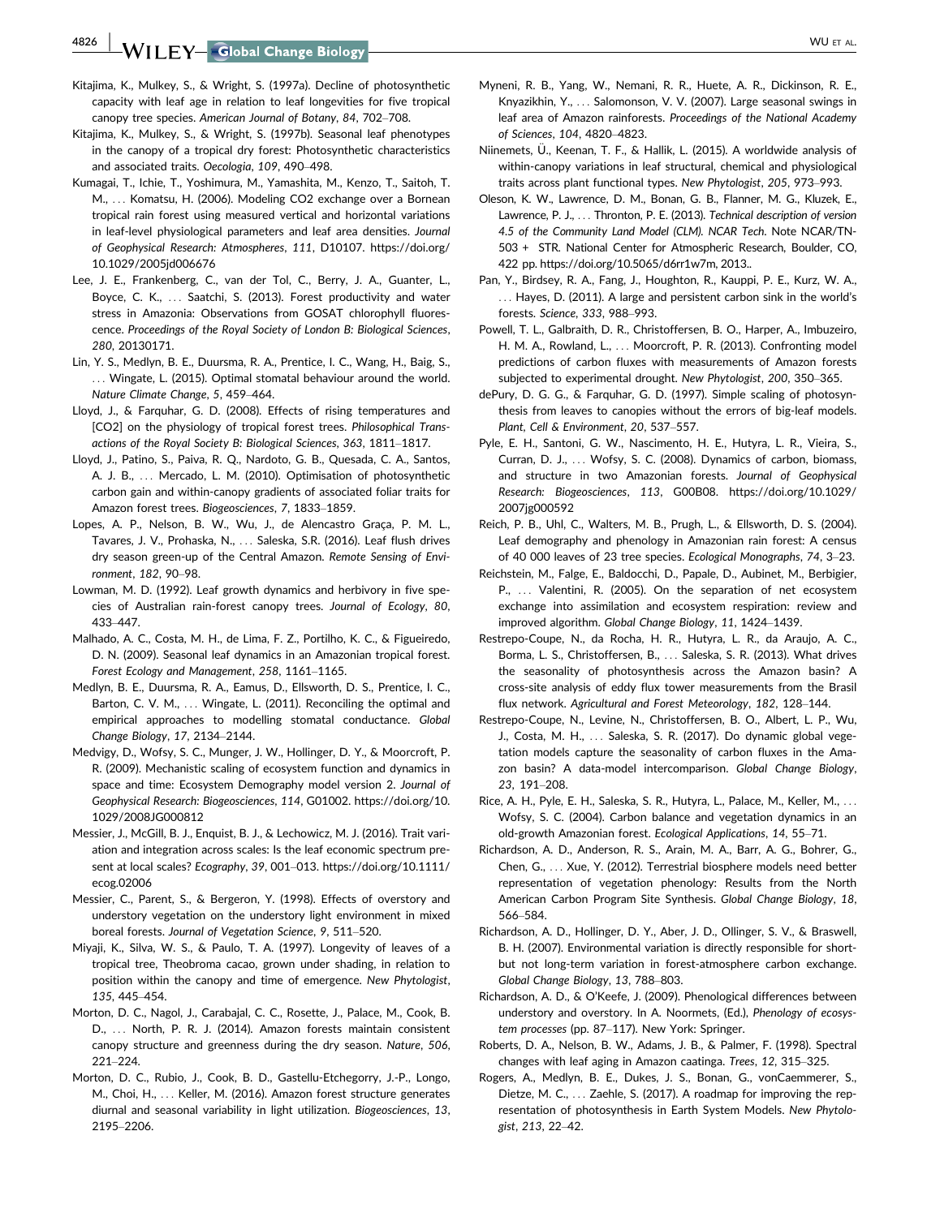Kitajima, K., Mulkey, S., & Wright, S. (1997a). Decline of photosynthetic capacity with leaf age in relation to leaf longevities for five tropical canopy tree species. *American Journal of Botany*, *84*, 702–708.

Kitajima, K., Mulkey, S., & Wright, S. (1997b). Seasonal leaf phenotypes in the canopy of a tropical dry forest: Photosynthetic characteristics and associated traits. *Oecologia*, *109*, 490–498.

Kumagai, T., Ichie, T., Yoshimura, M., Yamashita, M., Kenzo, T., Saitoh, T. M., … Komatsu, H. (2006). Modeling CO2 exchange over a Bornean tropical rain forest using measured vertical and horizontal variations in leaf-level physiological parameters and leaf area densities. *Journal of Geophysical Research: Atmospheres*, *111*, D10107. https://doi.org/10.1029/2005jd006676

Lee, J. E., Frankenberg, C., van der Tol, C., Berry, J. A., Guanter, L., Boyce, C. K., … Saatchi, S. (2013). Forest productivity and water stress in Amazonia: Observations from GOSAT chlorophyll fluorescence. *Proceedings of the Royal Society of London B: Biological Sciences*, *280*, 20130171.

Lin, Y. S., Medlyn, B. E., Duursma, R. A., Prentice, I. C., Wang, H., Baig, S., … Wingate, L. (2015). Optimal stomatal behaviour around the world. *Nature Climate Change*, *5*, 459–464.

Lloyd, J., & Farquhar, G. D. (2008). Effects of rising temperatures and [CO2] on the physiology of tropical forest trees. *Philosophical Transactions of the Royal Society B: Biological Sciences*, *363*, 1811–1817.

Lloyd, J., Patino, S., Paiva, R. Q., Nardoto, G. B., Quesada, C. A., Santos, A. J. B., … Mercado, L. M. (2010). Optimisation of photosynthetic carbon gain and within-canopy gradients of associated foliar traits for Amazon forest trees. *Biogeosciences*, *7*, 1833–1859.

Lopes, A. P., Nelson, B. W., Wu, J., de Alencastro Graça, P. M. L., Tavares, J. V., Prohaska, N., … Saleska, S.R. (2016). Leaf flush drives dry season green-up of the Central Amazon. *Remote Sensing of Environment*, *182*, 90–98.

Lowman, M. D. (1992). Leaf growth dynamics and herbivory in five species of Australian rain-forest canopy trees. *Journal of Ecology*, *80*, 433–447.

Malhado, A. C., Costa, M. H., de Lima, F. Z., Portilho, K. C., & Figueiredo, D. N. (2009). Seasonal leaf dynamics in an Amazonian tropical forest. *Forest Ecology and Management*, *258*, 1161–1165.

Medlyn, B. E., Duursma, R. A., Eamus, D., Ellsworth, D. S., Prentice, I. C., Barton, C. V. M., … Wingate, L. (2011). Reconciling the optimal and empirical approaches to modelling stomatal conductance. *Global Change Biology*, *17*, 2134–2144.

Medvigy, D., Wofsy, S. C., Munger, J. W., Hollinger, D. Y., & Moorcroft, P. R. (2009). Mechanistic scaling of ecosystem function and dynamics in space and time: Ecosystem Demography model version 2. *Journal of Geophysical Research: Biogeosciences*, *114*, G01002. https://doi.org/10.1029/2008JG000812

Messier, J., McGill, B. J., Enquist, B. J., & Lechowicz, M. J. (2016). Trait variation and integration across scales: Is the leaf economic spectrum present at local scales? *Ecography*, *39*, 001–013. https://doi.org/10.1111/ecog.02006

Messier, C., Parent, S., & Bergeron, Y. (1998). Effects of overstory and understory vegetation on the understory light environment in mixed boreal forests. *Journal of Vegetation Science*, *9*, 511–520.

Miyaji, K., Silva, W. S., & Paulo, T. A. (1997). Longevity of leaves of a tropical tree, Theobroma cacao, grown under shading, in relation to position within the canopy and time of emergence. *New Phytologist*, *135*, 445–454.

Morton, D. C., Nagol, J., Carabajal, C. C., Rosette, J., Palace, M., Cook, B. D., … North, P. R. J. (2014). Amazon forests maintain consistent canopy structure and greenness during the dry season. *Nature*, *506*, 221–224.

Morton, D. C., Rubio, J., Cook, B. D., Gastellu-Etchegorry, J.-P., Longo, M., Choi, H., … Keller, M. (2016). Amazon forest structure generates diurnal and seasonal variability in light utilization. *Biogeosciences*, *13*, 2195–2206.

Myneni, R. B., Yang, W., Nemani, R. R., Huete, A. R., Dickinson, R. E., Knyazikhin, Y., … Salomonson, V. V. (2007). Large seasonal swings in leaf area of Amazon rainforests. *Proceedings of the National Academy of Sciences*, *104*, 4820–4823.

Niinemets, Ü., Keenan, T. F., & Hallik, L. (2015). A worldwide analysis of within-canopy variations in leaf structural, chemical and physiological traits across plant functional types. *New Phytologist*, *205*, 973–993.

Oleson, K. W., Lawrence, D. M., Bonan, G. B., Flanner, M. G., Kluzek, E., Lawrence, P. J., … Thronton, P. E. (2013). *Technical description of version 4.5 of the Community Land Model (CLM). NCAR Tech.* Note NCAR/TN-503 + STR. National Center for Atmospheric Research, Boulder, CO, 422 pp. https://doi.org/10.5065/d6rr1w7m, 2013..

Pan, Y., Birdsey, R. A., Fang, J., Houghton, R., Kauppi, P. E., Kurz, W. A., … Hayes, D. (2011). A large and persistent carbon sink in the world's forests. *Science*, *333*, 988–993.

Powell, T. L., Galbraith, D. R., Christoffersen, B. O., Harper, A., Imbuzeiro, H. M. A., Rowland, L., … Moorcroft, P. R. (2013). Confronting model predictions of carbon fluxes with measurements of Amazon forests subjected to experimental drought. *New Phytologist*, *200*, 350–365.

dePury, D. G. G., & Farquhar, G. D. (1997). Simple scaling of photosynthesis from leaves to canopies without the errors of big-leaf models. *Plant, Cell & Environment*, *20*, 537–557.

Pyle, E. H., Santoni, G. W., Nascimento, H. E., Hutyra, L. R., Vieira, S., Curran, D. J., … Wofsy, S. C. (2008). Dynamics of carbon, biomass, and structure in two Amazonian forests. *Journal of Geophysical Research: Biogeosciences*, *113*, G00B08. https://doi.org/10.1029/2007jg000592

Reich, P. B., Uhl, C., Walters, M. B., Prugh, L., & Ellsworth, D. S. (2004). Leaf demography and phenology in Amazonian rain forest: A census of 40 000 leaves of 23 tree species. *Ecological Monographs*, *74*, 3–23.

Reichstein, M., Falge, E., Baldocchi, D., Papale, D., Aubinet, M., Berbigier, P., … Valentini, R. (2005). On the separation of net ecosystem exchange into assimilation and ecosystem respiration: review and improved algorithm. *Global Change Biology*, *11*, 1424–1439.

Restrepo-Coupe, N., da Rocha, H. R., Hutyra, L. R., da Araujo, A. C., Borma, L. S., Christoffersen, B., … Saleska, S. R. (2013). What drives the seasonality of photosynthesis across the Amazon basin? A cross-site analysis of eddy flux tower measurements from the Brasil flux network. *Agricultural and Forest Meteorology*, *182*, 128–144.

Restrepo-Coupe, N., Levine, N., Christoffersen, B. O., Albert, L. P., Wu, J., Costa, M. H., … Saleska, S. R. (2017). Do dynamic global vegetation models capture the seasonality of carbon fluxes in the Amazon basin? A data-model intercomparison. *Global Change Biology*, *23*, 191–208.

Rice, A. H., Pyle, E. H., Saleska, S. R., Hutyra, L., Palace, M., Keller, M., … Wofsy, S. C. (2004). Carbon balance and vegetation dynamics in an old-growth Amazonian forest. *Ecological Applications*, *14*, 55–71.

Richardson, A. D., Anderson, R. S., Arain, M. A., Barr, A. G., Bohrer, G., Chen, G., … Xue, Y. (2012). Terrestrial biosphere models need better representation of vegetation phenology: Results from the North American Carbon Program Site Synthesis. *Global Change Biology*, *18*, 566–584.

Richardson, A. D., Hollinger, D. Y., Aber, J. D., Ollinger, S. V., & Braswell, B. H. (2007). Environmental variation is directly responsible for short- but not long-term variation in forest-atmosphere carbon exchange. *Global Change Biology*, *13*, 788–803.

Richardson, A. D., & O'Keefe, J. (2009). Phenological differences between understory and overstory. In A. Noormets, (Ed.), *Phenology of ecosystem processes* (pp. 87–117). New York: Springer.

Roberts, D. A., Nelson, B. W., Adams, J. B., & Palmer, F. (1998). Spectral changes with leaf aging in Amazon caatinga. *Trees*, *12*, 315–325.

Rogers, A., Medlyn, B. E., Dukes, J. S., Bonan, G., vonCaemmerer, S., Dietze, M. C., … Zaehle, S. (2017). A roadmap for improving the representation of photosynthesis in Earth System Models. *New Phytologist*, *213*, 22–42.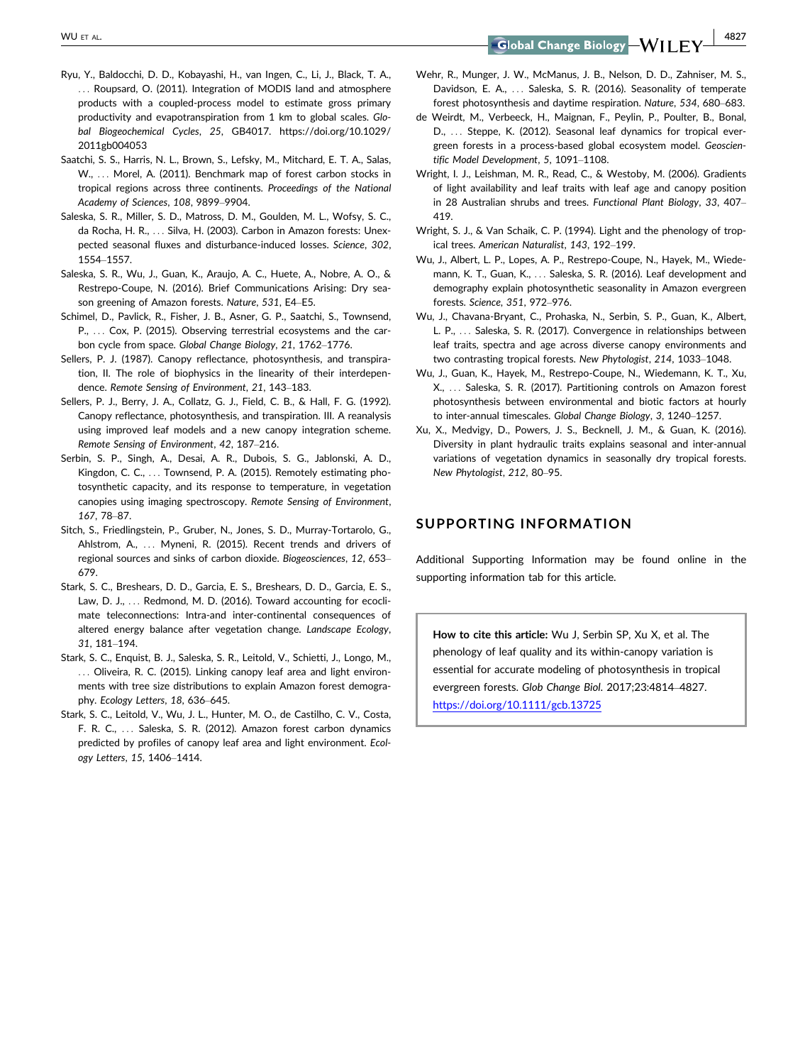Ryu, Y., Baldocchi, D. D., Kobayashi, H., van Ingen, C., Li, J., Black, T. A., … Roupsard, O. (2011). Integration of MODIS land and atmosphere products with a coupled-process model to estimate gross primary productivity and evapotranspiration from 1 km to global scales. *Global Biogeochemical Cycles*, *25*, GB4017. https://doi.org/10.1029/2011gb004053

Saatchi, S. S., Harris, N. L., Brown, S., Lefsky, M., Mitchard, E. T. A., Salas, W., … Morel, A. (2011). Benchmark map of forest carbon stocks in tropical regions across three continents. *Proceedings of the National Academy of Sciences*, *108*, 9899–9904.

Saleska, S. R., Miller, S. D., Matross, D. M., Goulden, M. L., Wofsy, S. C., da Rocha, H. R., … Silva, H. (2003). Carbon in Amazon forests: Unexpected seasonal fluxes and disturbance-induced losses. *Science*, *302*, 1554–1557.

Saleska, S. R., Wu, J., Guan, K., Araujo, A. C., Huete, A., Nobre, A. O., & Restrepo-Coupe, N. (2016). Brief Communications Arising: Dry season greening of Amazon forests. *Nature*, *531*, E4–E5.

Schimel, D., Pavlick, R., Fisher, J. B., Asner, G. P., Saatchi, S., Townsend, P., … Cox, P. (2015). Observing terrestrial ecosystems and the carbon cycle from space. *Global Change Biology*, *21*, 1762–1776.

Sellers, P. J. (1987). Canopy reflectance, photosynthesis, and transpiration, II. The role of biophysics in the linearity of their interdependence. *Remote Sensing of Environment*, *21*, 143–183.

Sellers, P. J., Berry, J. A., Collatz, G. J., Field, C. B., & Hall, F. G. (1992). Canopy reflectance, photosynthesis, and transpiration. III. A reanalysis using improved leaf models and a new canopy integration scheme. *Remote Sensing of Environment*, *42*, 187–216.

Serbin, S. P., Singh, A., Desai, A. R., Dubois, S. G., Jablonski, A. D., Kingdon, C. C., … Townsend, P. A. (2015). Remotely estimating photosynthetic capacity, and its response to temperature, in vegetation canopies using imaging spectroscopy. *Remote Sensing of Environment*, *167*, 78–87.

Sitch, S., Friedlingstein, P., Gruber, N., Jones, S. D., Murray-Tortarolo, G., Ahlstrom, A., … Myneni, R. (2015). Recent trends and drivers of regional sources and sinks of carbon dioxide. *Biogeosciences*, *12*, 653–679.

Stark, S. C., Breshears, D. D., Garcia, E. S., Breshears, D. D., Garcia, E. S., Law, D. J., … Redmond, M. D. (2016). Toward accounting for ecoclimate teleconnections: Intra-and inter-continental consequences of altered energy balance after vegetation change. *Landscape Ecology*, *31*, 181–194.

Stark, S. C., Enquist, B. J., Saleska, S. R., Leitold, V., Schietti, J., Longo, M., … Oliveira, R. C. (2015). Linking canopy leaf area and light environments with tree size distributions to explain Amazon forest demography. *Ecology Letters*, *18*, 636–645.

Stark, S. C., Leitold, V., Wu, J. L., Hunter, M. O., de Castilho, C. V., Costa, F. R. C., … Saleska, S. R. (2012). Amazon forest carbon dynamics predicted by profiles of canopy leaf area and light environment. *Ecology Letters*, *15*, 1406–1414.

Wehr, R., Munger, J. W., McManus, J. B., Nelson, D. D., Zahniser, M. S., Davidson, E. A., … Saleska, S. R. (2016). Seasonality of temperate forest photosynthesis and daytime respiration. *Nature*, *534*, 680–683.

de Weirdt, M., Verbeeck, H., Maignan, F., Peylin, P., Poulter, B., Bonal, D., … Steppe, K. (2012). Seasonal leaf dynamics for tropical evergreen forests in a process-based global ecosystem model. *Geoscientific Model Development*, *5*, 1091–1108.

Wright, I. J., Leishman, M. R., Read, C., & Westoby, M. (2006). Gradients of light availability and leaf traits with leaf age and canopy position in 28 Australian shrubs and trees. *Functional Plant Biology*, *33*, 407–419.

Wright, S. J., & Van Schaik, C. P. (1994). Light and the phenology of tropical trees. *American Naturalist*, *143*, 192–199.

Wu, J., Albert, L. P., Lopes, A. P., Restrepo-Coupe, N., Hayek, M., Wiedemann, K. T., Guan, K., … Saleska, S. R. (2016). Leaf development and demography explain photosynthetic seasonality in Amazon evergreen forests. *Science*, *351*, 972–976.

Wu, J., Chavana-Bryant, C., Prohaska, N., Serbin, S. P., Guan, K., Albert, L. P., … Saleska, S. R. (2017). Convergence in relationships between leaf traits, spectra and age across diverse canopy environments and two contrasting tropical forests. *New Phytologist*, *214*, 1033–1048.

Wu, J., Guan, K., Hayek, M., Restrepo-Coupe, N., Wiedemann, K. T., Xu, X., … Saleska, S. R. (2017). Partitioning controls on Amazon forest photosynthesis between environmental and biotic factors at hourly to inter-annual timescales. *Global Change Biology*, *3*, 1240–1257.

Xu, X., Medvigy, D., Powers, J. S., Becknell, J. M., & Guan, K. (2016). Diversity in plant hydraulic traits explains seasonal and inter-annual variations of vegetation dynamics in seasonally dry tropical forests. *New Phytologist*, *212*, 80–95.

## SUPPORTING INFORMATION

Additional Supporting Information may be found online in the supporting information tab for this article.

**How to cite this article:** Wu J, Serbin SP, Xu X, et al. The phenology of leaf quality and its within-canopy variation is essential for accurate modeling of photosynthesis in tropical evergreen forests. *Glob Change Biol*. 2017;23:4814–4827. https://doi.org/10.1111/gcb.13725